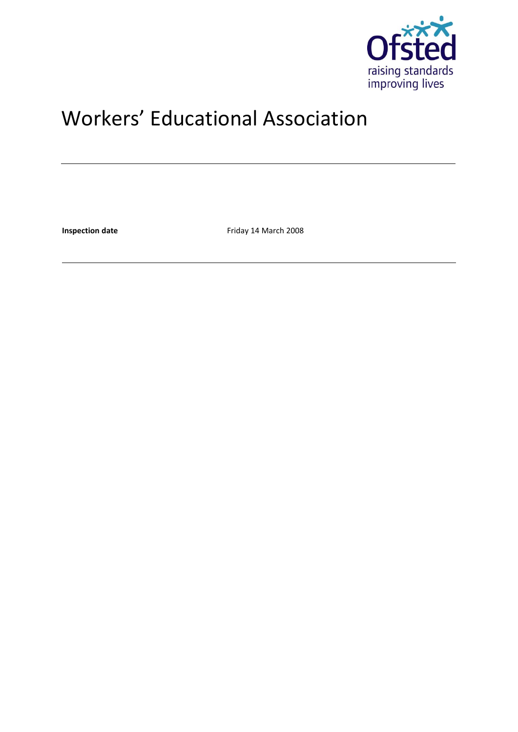# Workers' Educational Association

| | |
|---|---|
| **Inspection date** | Friday 14 March 2008 |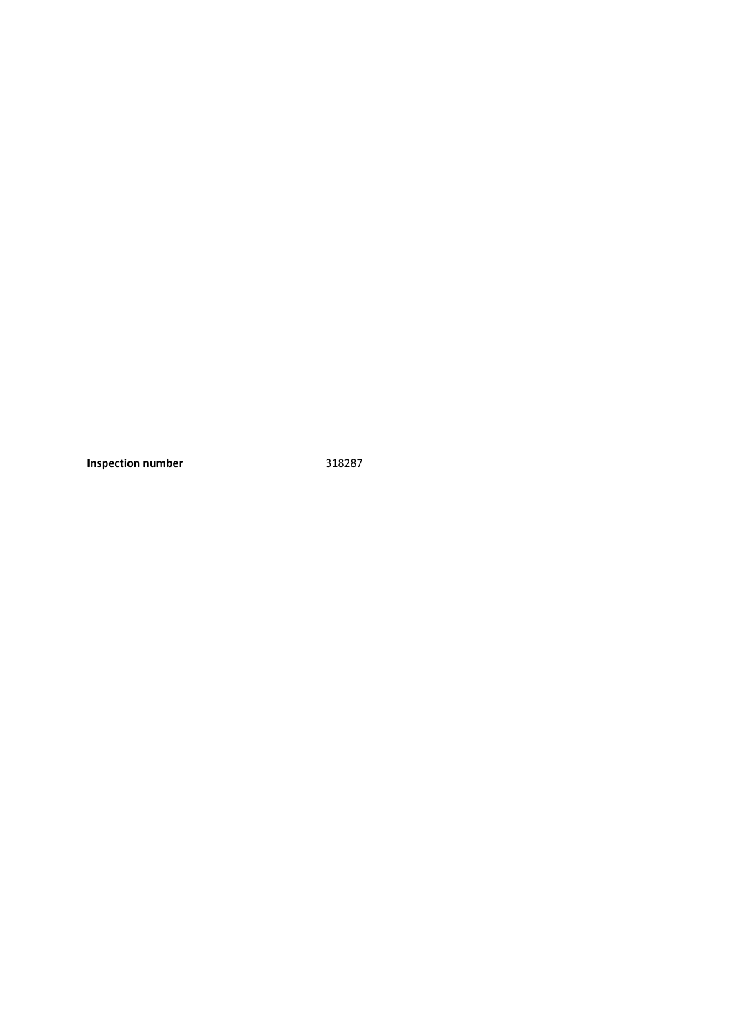**Inspection number** 318287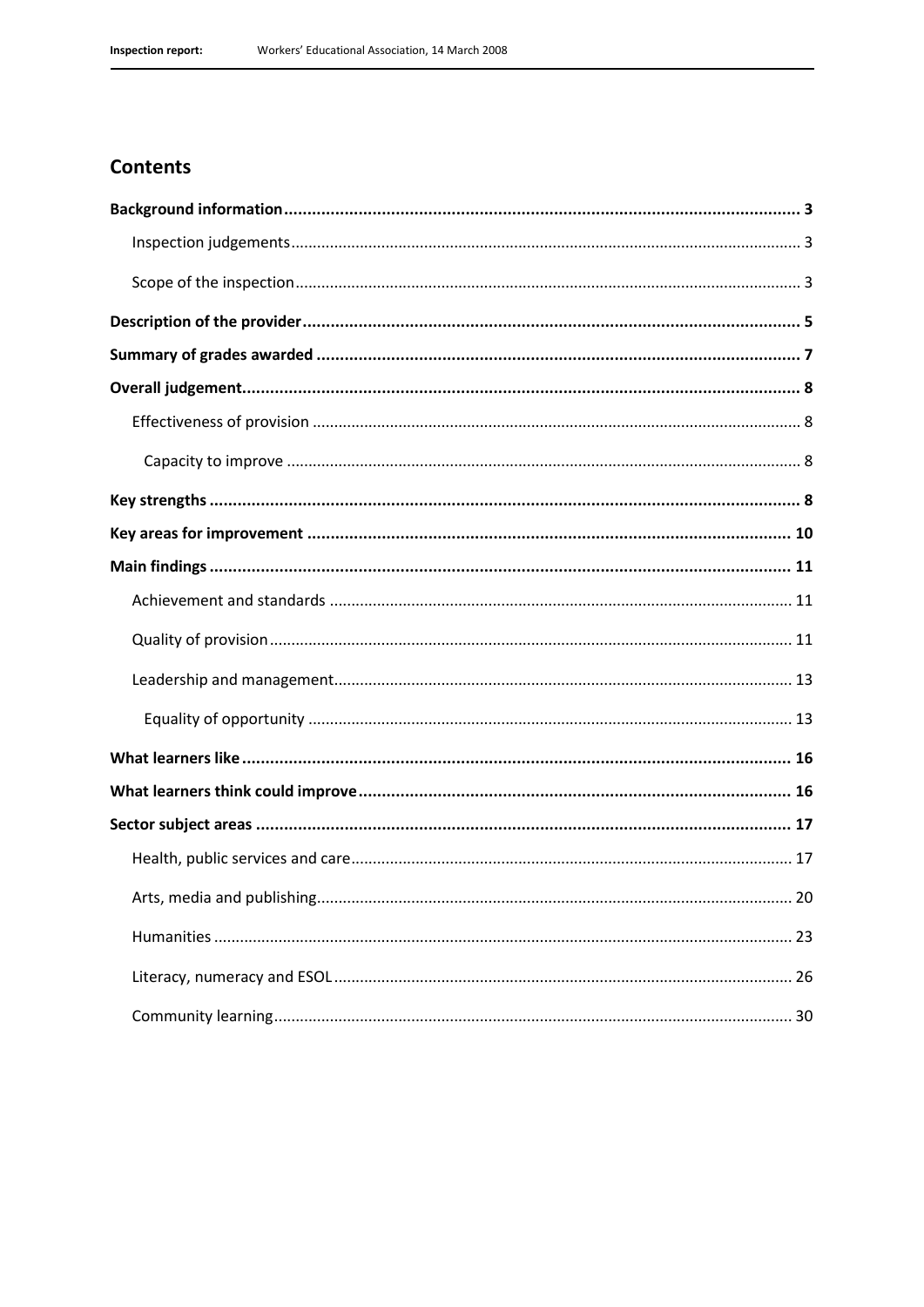## Contents

- **Background information** — 3
  - Inspection judgements — 3
  - Scope of the inspection — 3
- **Description of the provider** — 5
- **Summary of grades awarded** — 7
- **Overall judgement** — 8
  - Effectiveness of provision — 8
    - Capacity to improve — 8
- **Key strengths** — 8
- **Key areas for improvement** — 10
- **Main findings** — 11
  - Achievement and standards — 11
  - Quality of provision — 11
  - Leadership and management — 13
    - Equality of opportunity — 13
- **What learners like** — 16
- **What learners think could improve** — 16
- **Sector subject areas** — 17
  - Health, public services and care — 17
  - Arts, media and publishing — 20
  - Humanities — 23
  - Literacy, numeracy and ESOL — 26
  - Community learning — 30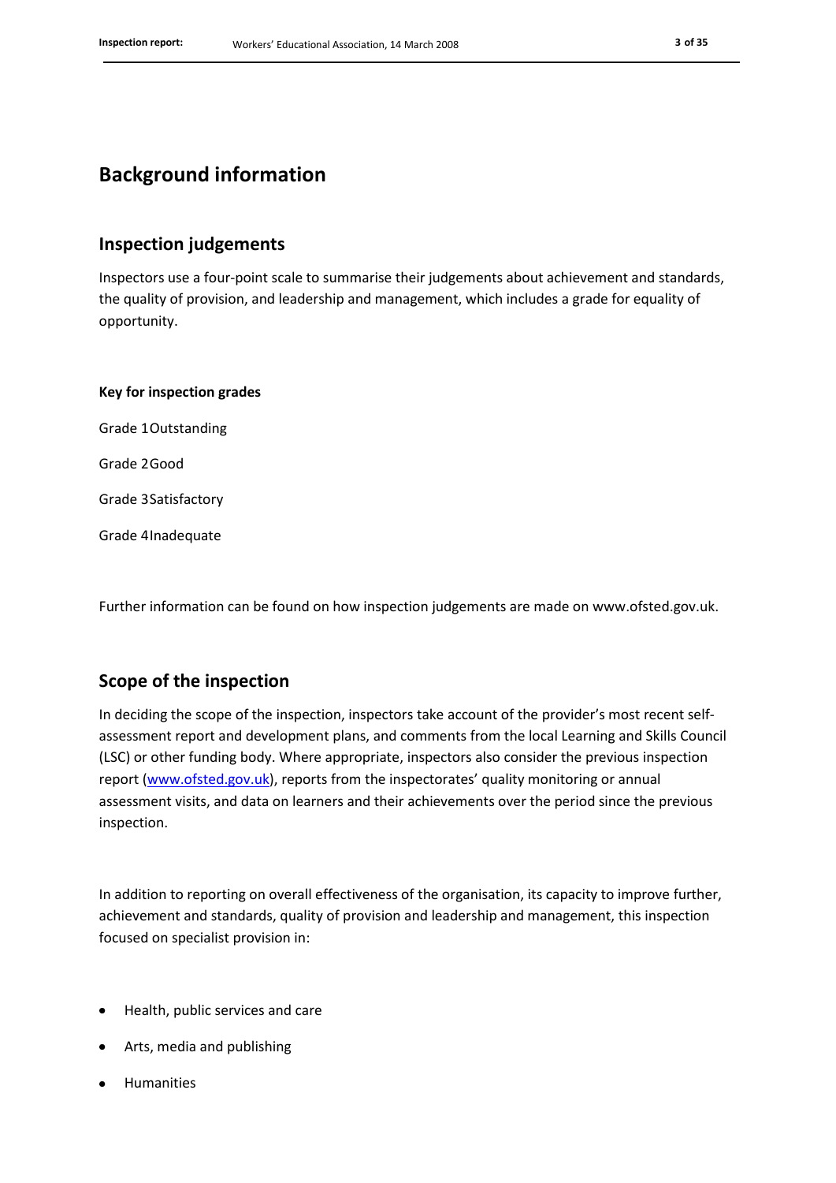# Background information

## Inspection judgements

Inspectors use a four-point scale to summarise their judgements about achievement and standards, the quality of provision, and leadership and management, which includes a grade for equality of opportunity.

**Key for inspection grades**

Grade 1 Outstanding

Grade 2 Good

Grade 3 Satisfactory

Grade 4 Inadequate

Further information can be found on how inspection judgements are made on www.ofsted.gov.uk.

## Scope of the inspection

In deciding the scope of the inspection, inspectors take account of the provider's most recent self-assessment report and development plans, and comments from the local Learning and Skills Council (LSC) or other funding body. Where appropriate, inspectors also consider the previous inspection report (www.ofsted.gov.uk), reports from the inspectorates' quality monitoring or annual assessment visits, and data on learners and their achievements over the period since the previous inspection.

In addition to reporting on overall effectiveness of the organisation, its capacity to improve further, achievement and standards, quality of provision and leadership and management, this inspection focused on specialist provision in:

- Health, public services and care
- Arts, media and publishing
- Humanities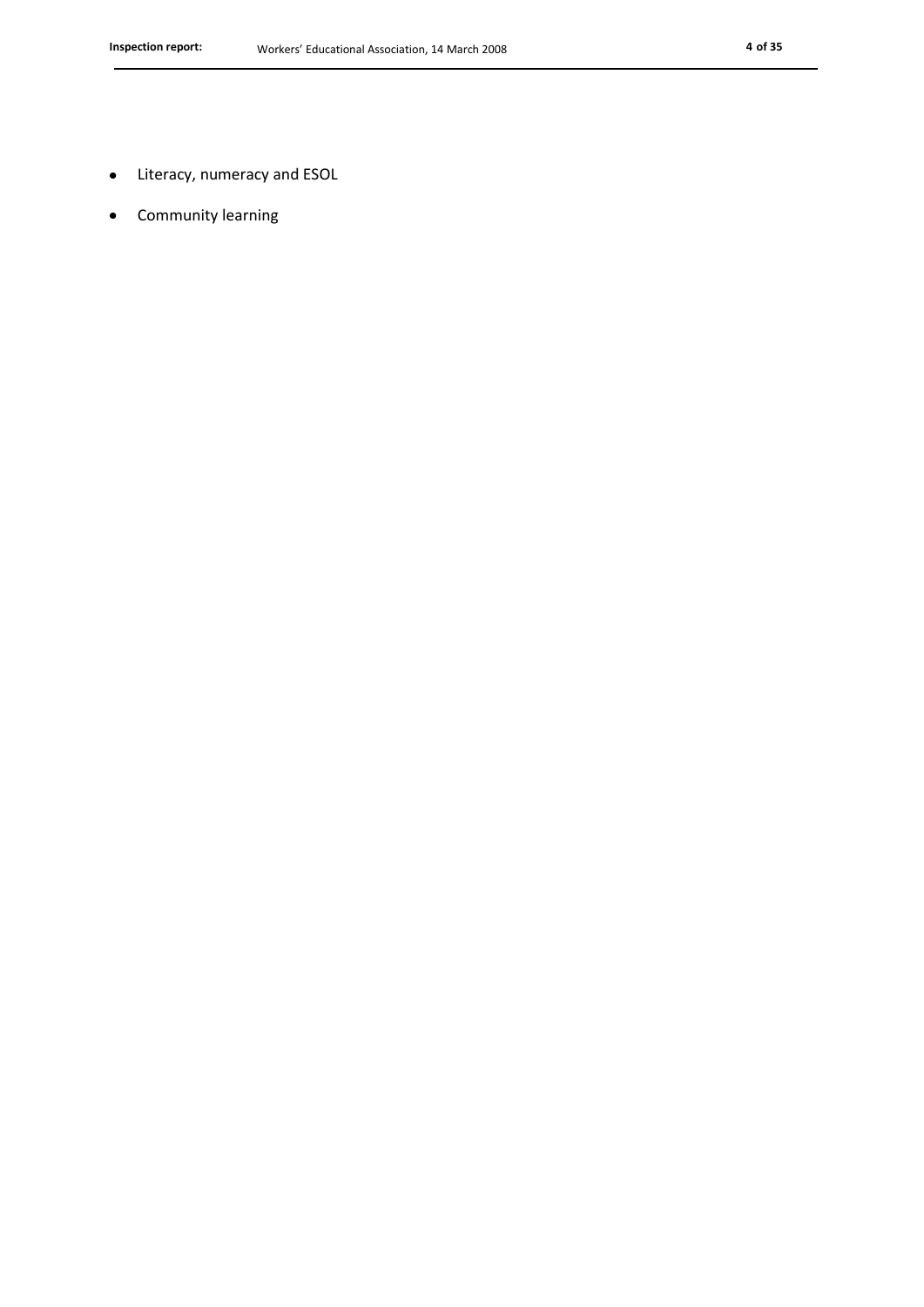- Literacy, numeracy and ESOL
- Community learning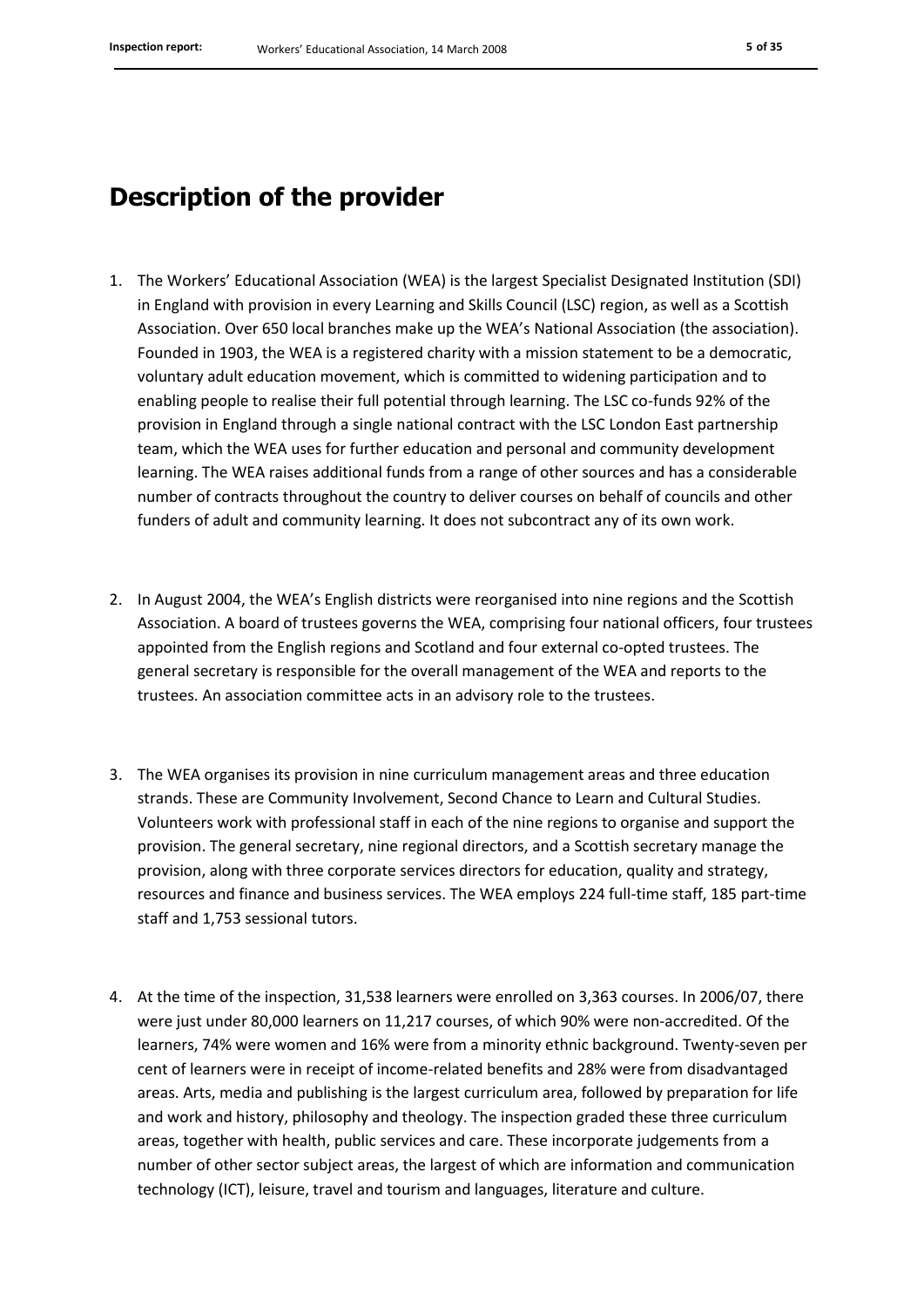# Description of the provider

1. The Workers' Educational Association (WEA) is the largest Specialist Designated Institution (SDI) in England with provision in every Learning and Skills Council (LSC) region, as well as a Scottish Association. Over 650 local branches make up the WEA's National Association (the association). Founded in 1903, the WEA is a registered charity with a mission statement to be a democratic, voluntary adult education movement, which is committed to widening participation and to enabling people to realise their full potential through learning. The LSC co-funds 92% of the provision in England through a single national contract with the LSC London East partnership team, which the WEA uses for further education and personal and community development learning. The WEA raises additional funds from a range of other sources and has a considerable number of contracts throughout the country to deliver courses on behalf of councils and other funders of adult and community learning. It does not subcontract any of its own work.

2. In August 2004, the WEA's English districts were reorganised into nine regions and the Scottish Association. A board of trustees governs the WEA, comprising four national officers, four trustees appointed from the English regions and Scotland and four external co-opted trustees. The general secretary is responsible for the overall management of the WEA and reports to the trustees. An association committee acts in an advisory role to the trustees.

3. The WEA organises its provision in nine curriculum management areas and three education strands. These are Community Involvement, Second Chance to Learn and Cultural Studies. Volunteers work with professional staff in each of the nine regions to organise and support the provision. The general secretary, nine regional directors, and a Scottish secretary manage the provision, along with three corporate services directors for education, quality and strategy, resources and finance and business services. The WEA employs 224 full-time staff, 185 part-time staff and 1,753 sessional tutors.

4. At the time of the inspection, 31,538 learners were enrolled on 3,363 courses. In 2006/07, there were just under 80,000 learners on 11,217 courses, of which 90% were non-accredited. Of the learners, 74% were women and 16% were from a minority ethnic background. Twenty-seven per cent of learners were in receipt of income-related benefits and 28% were from disadvantaged areas. Arts, media and publishing is the largest curriculum area, followed by preparation for life and work and history, philosophy and theology. The inspection graded these three curriculum areas, together with health, public services and care. These incorporate judgements from a number of other sector subject areas, the largest of which are information and communication technology (ICT), leisure, travel and tourism and languages, literature and culture.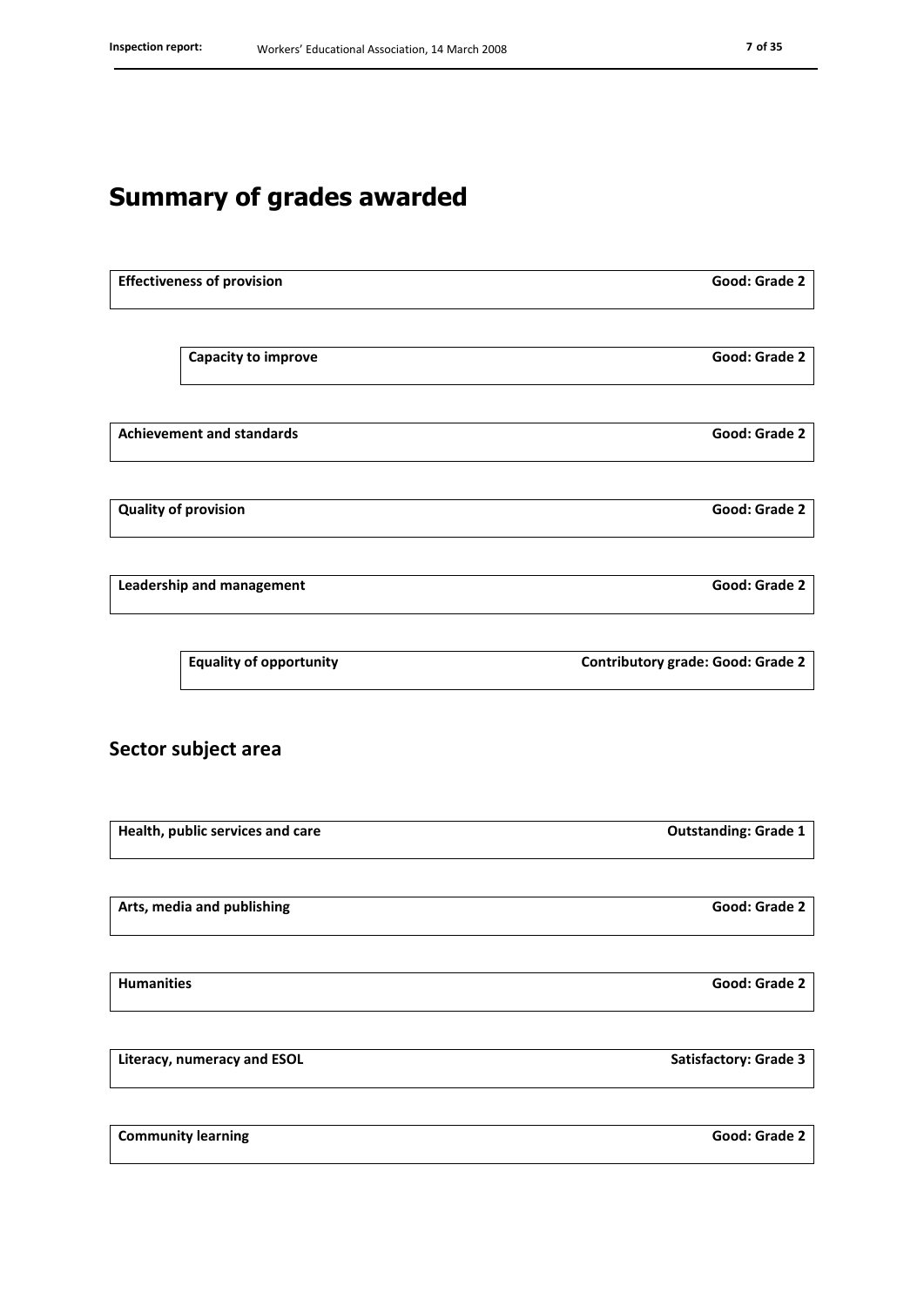# Summary of grades awarded

| | |
|---|---|
| **Effectiveness of provision** | **Good: Grade 2** |
| **Capacity to improve** | **Good: Grade 2** |
| **Achievement and standards** | **Good: Grade 2** |
| **Quality of provision** | **Good: Grade 2** |
| **Leadership and management** | **Good: Grade 2** |
| **Equality of opportunity** | **Contributory grade: Good: Grade 2** |

## Sector subject area

| | |
|---|---|
| **Health, public services and care** | **Outstanding: Grade 1** |
| **Arts, media and publishing** | **Good: Grade 2** |
| **Humanities** | **Good: Grade 2** |
| **Literacy, numeracy and ESOL** | **Satisfactory: Grade 3** |
| **Community learning** | **Good: Grade 2** |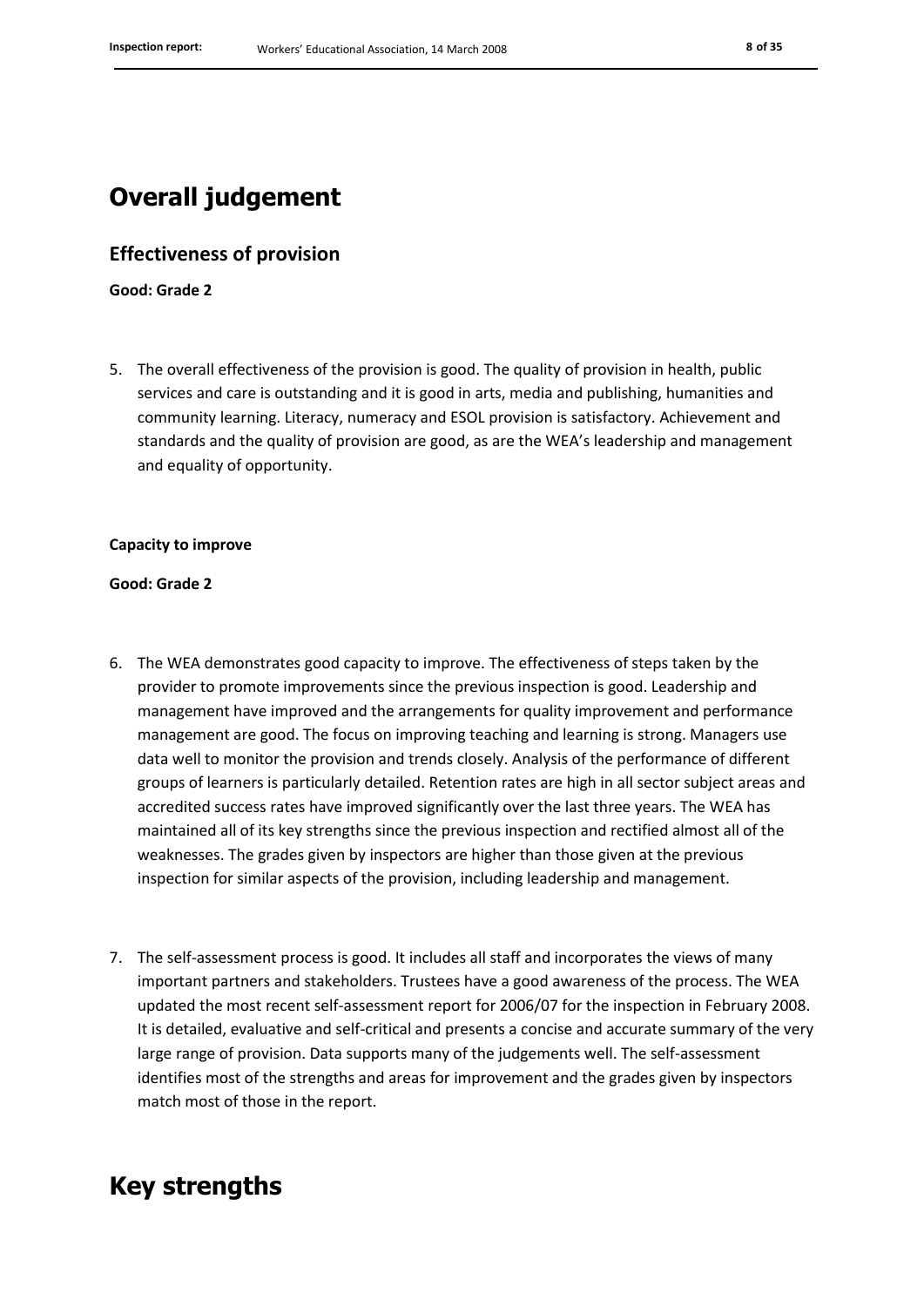# Overall judgement

## Effectiveness of provision

**Good: Grade 2**

5. The overall effectiveness of the provision is good. The quality of provision in health, public services and care is outstanding and it is good in arts, media and publishing, humanities and community learning. Literacy, numeracy and ESOL provision is satisfactory. Achievement and standards and the quality of provision are good, as are the WEA's leadership and management and equality of opportunity.

**Capacity to improve**

**Good: Grade 2**

6. The WEA demonstrates good capacity to improve. The effectiveness of steps taken by the provider to promote improvements since the previous inspection is good. Leadership and management have improved and the arrangements for quality improvement and performance management are good. The focus on improving teaching and learning is strong. Managers use data well to monitor the provision and trends closely. Analysis of the performance of different groups of learners is particularly detailed. Retention rates are high in all sector subject areas and accredited success rates have improved significantly over the last three years. The WEA has maintained all of its key strengths since the previous inspection and rectified almost all of the weaknesses. The grades given by inspectors are higher than those given at the previous inspection for similar aspects of the provision, including leadership and management.

7. The self-assessment process is good. It includes all staff and incorporates the views of many important partners and stakeholders. Trustees have a good awareness of the process. The WEA updated the most recent self-assessment report for 2006/07 for the inspection in February 2008. It is detailed, evaluative and self-critical and presents a concise and accurate summary of the very large range of provision. Data supports many of the judgements well. The self-assessment identifies most of the strengths and areas for improvement and the grades given by inspectors match most of those in the report.

# Key strengths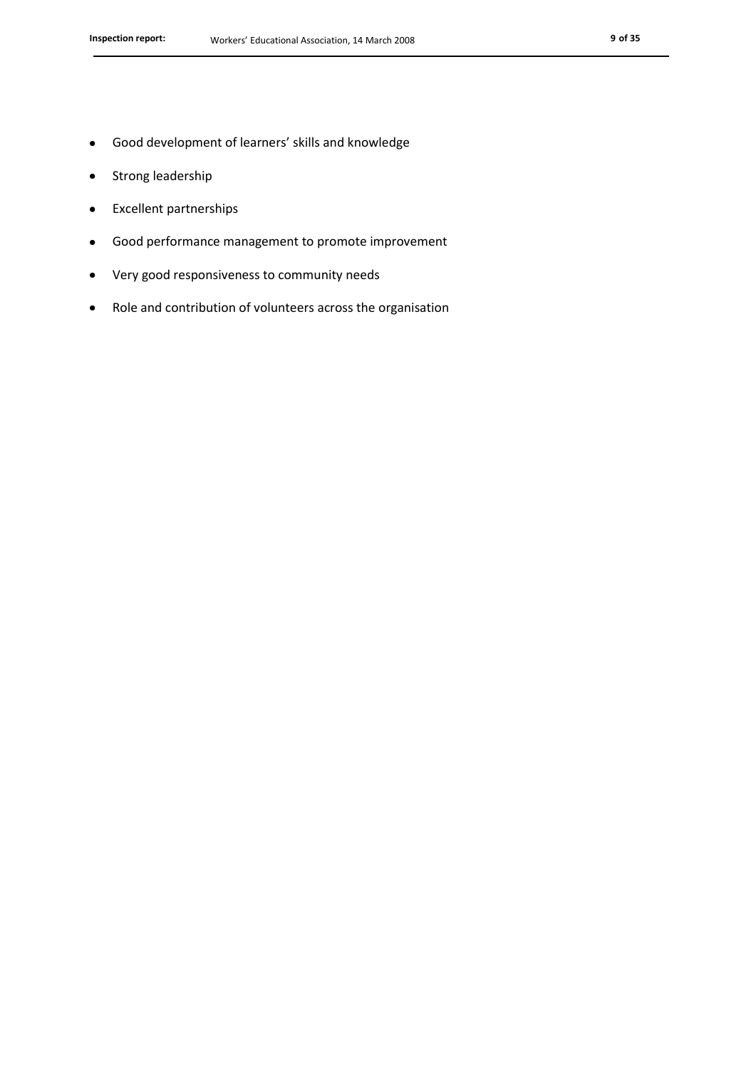- Good development of learners’ skills and knowledge
- Strong leadership
- Excellent partnerships
- Good performance management to promote improvement
- Very good responsiveness to community needs
- Role and contribution of volunteers across the organisation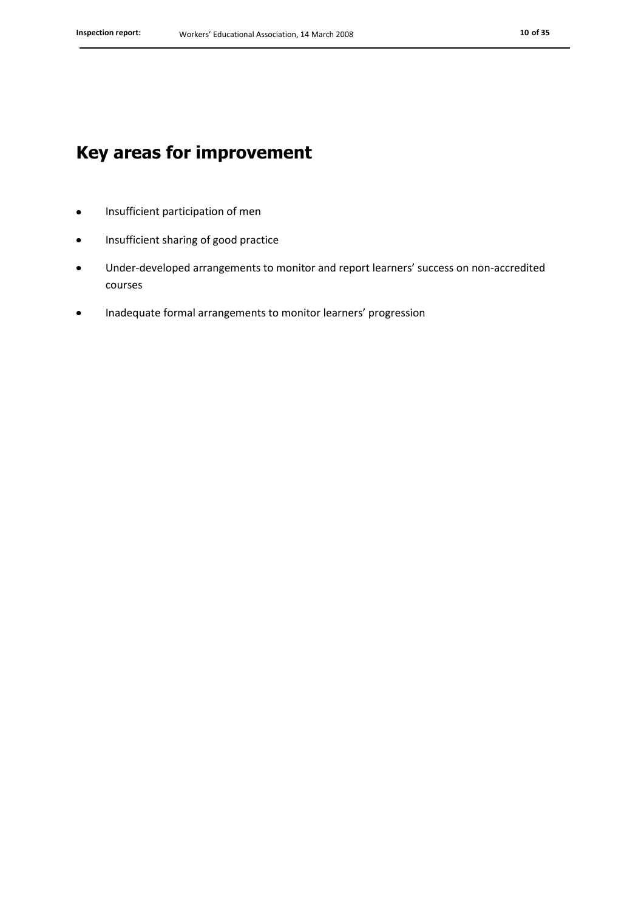# Key areas for improvement

- Insufficient participation of men
- Insufficient sharing of good practice
- Under-developed arrangements to monitor and report learners' success on non-accredited courses
- Inadequate formal arrangements to monitor learners' progression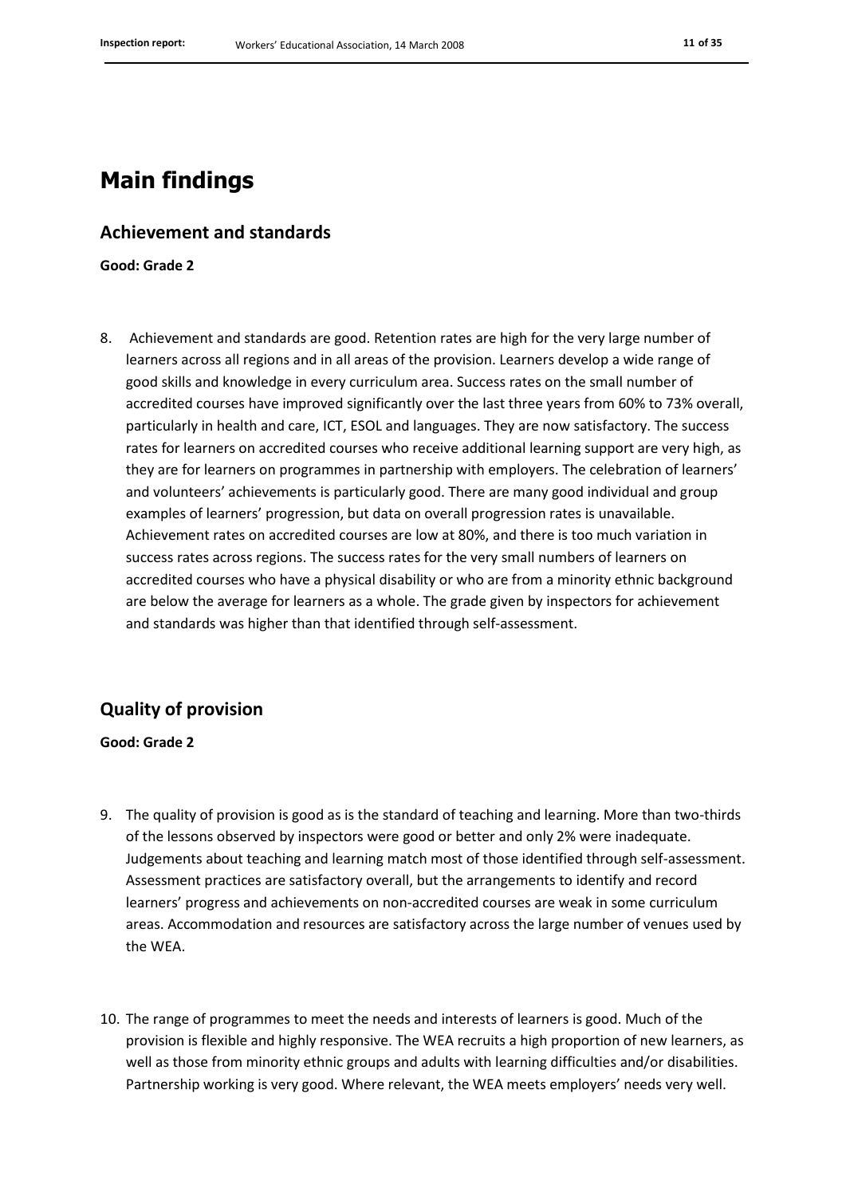# Main findings

## Achievement and standards

**Good: Grade 2**

8. Achievement and standards are good. Retention rates are high for the very large number of learners across all regions and in all areas of the provision. Learners develop a wide range of good skills and knowledge in every curriculum area. Success rates on the small number of accredited courses have improved significantly over the last three years from 60% to 73% overall, particularly in health and care, ICT, ESOL and languages. They are now satisfactory. The success rates for learners on accredited courses who receive additional learning support are very high, as they are for learners on programmes in partnership with employers. The celebration of learners' and volunteers' achievements is particularly good. There are many good individual and group examples of learners' progression, but data on overall progression rates is unavailable. Achievement rates on accredited courses are low at 80%, and there is too much variation in success rates across regions. The success rates for the very small numbers of learners on accredited courses who have a physical disability or who are from a minority ethnic background are below the average for learners as a whole. The grade given by inspectors for achievement and standards was higher than that identified through self-assessment.

## Quality of provision

**Good: Grade 2**

9. The quality of provision is good as is the standard of teaching and learning. More than two-thirds of the lessons observed by inspectors were good or better and only 2% were inadequate. Judgements about teaching and learning match most of those identified through self-assessment. Assessment practices are satisfactory overall, but the arrangements to identify and record learners' progress and achievements on non-accredited courses are weak in some curriculum areas. Accommodation and resources are satisfactory across the large number of venues used by the WEA.

10. The range of programmes to meet the needs and interests of learners is good. Much of the provision is flexible and highly responsive. The WEA recruits a high proportion of new learners, as well as those from minority ethnic groups and adults with learning difficulties and/or disabilities. Partnership working is very good. Where relevant, the WEA meets employers' needs very well.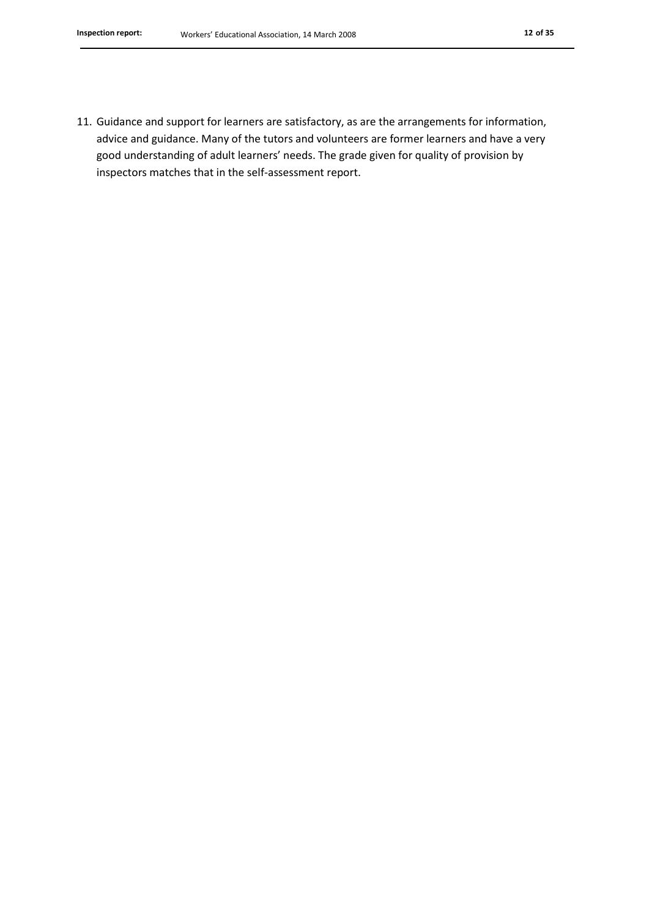11. Guidance and support for learners are satisfactory, as are the arrangements for information, advice and guidance. Many of the tutors and volunteers are former learners and have a very good understanding of adult learners' needs. The grade given for quality of provision by inspectors matches that in the self-assessment report.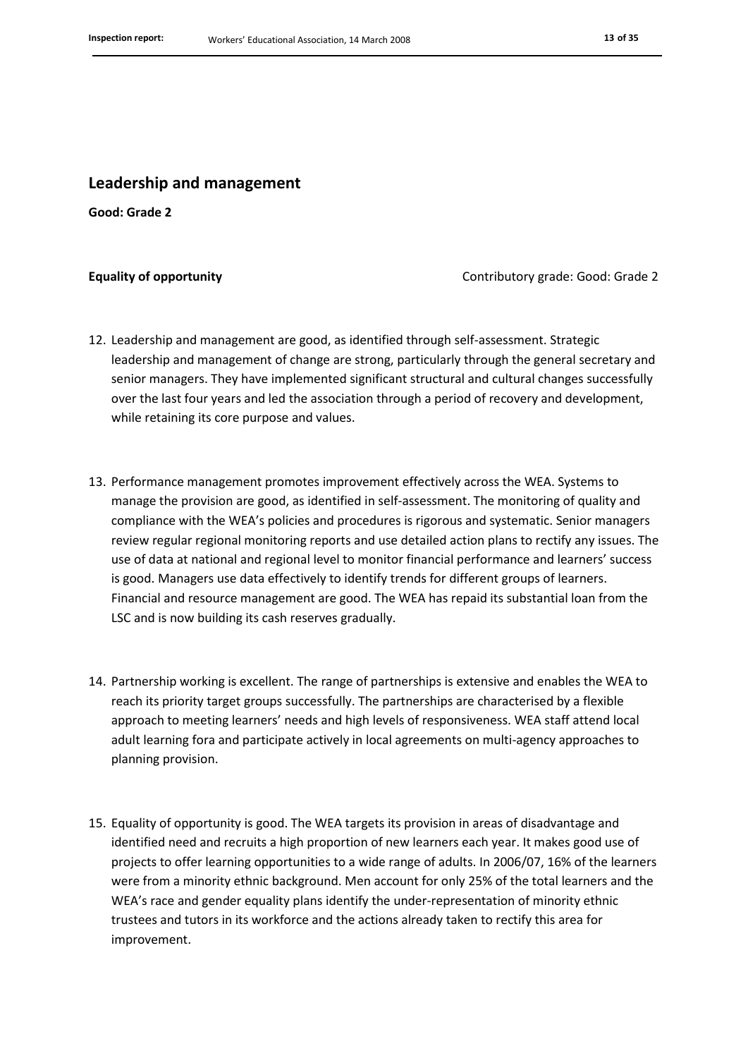## Leadership and management

**Good: Grade 2**

**Equality of opportunity** Contributory grade: Good: Grade 2

12. Leadership and management are good, as identified through self-assessment. Strategic leadership and management of change are strong, particularly through the general secretary and senior managers. They have implemented significant structural and cultural changes successfully over the last four years and led the association through a period of recovery and development, while retaining its core purpose and values.

13. Performance management promotes improvement effectively across the WEA. Systems to manage the provision are good, as identified in self-assessment. The monitoring of quality and compliance with the WEA's policies and procedures is rigorous and systematic. Senior managers review regular regional monitoring reports and use detailed action plans to rectify any issues. The use of data at national and regional level to monitor financial performance and learners' success is good. Managers use data effectively to identify trends for different groups of learners. Financial and resource management are good. The WEA has repaid its substantial loan from the LSC and is now building its cash reserves gradually.

14. Partnership working is excellent. The range of partnerships is extensive and enables the WEA to reach its priority target groups successfully. The partnerships are characterised by a flexible approach to meeting learners' needs and high levels of responsiveness. WEA staff attend local adult learning fora and participate actively in local agreements on multi-agency approaches to planning provision.

15. Equality of opportunity is good. The WEA targets its provision in areas of disadvantage and identified need and recruits a high proportion of new learners each year. It makes good use of projects to offer learning opportunities to a wide range of adults. In 2006/07, 16% of the learners were from a minority ethnic background. Men account for only 25% of the total learners and the WEA's race and gender equality plans identify the under-representation of minority ethnic trustees and tutors in its workforce and the actions already taken to rectify this area for improvement.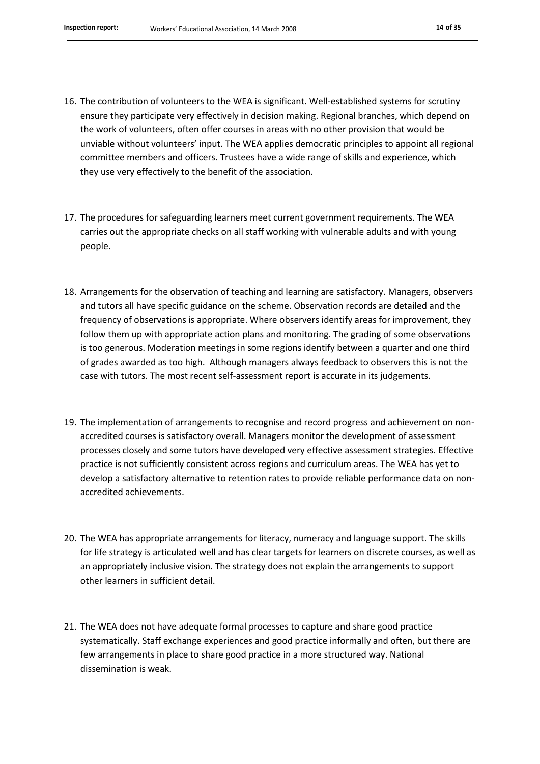16. The contribution of volunteers to the WEA is significant. Well-established systems for scrutiny ensure they participate very effectively in decision making. Regional branches, which depend on the work of volunteers, often offer courses in areas with no other provision that would be unviable without volunteers' input. The WEA applies democratic principles to appoint all regional committee members and officers. Trustees have a wide range of skills and experience, which they use very effectively to the benefit of the association.

17. The procedures for safeguarding learners meet current government requirements. The WEA carries out the appropriate checks on all staff working with vulnerable adults and with young people.

18. Arrangements for the observation of teaching and learning are satisfactory. Managers, observers and tutors all have specific guidance on the scheme. Observation records are detailed and the frequency of observations is appropriate. Where observers identify areas for improvement, they follow them up with appropriate action plans and monitoring. The grading of some observations is too generous. Moderation meetings in some regions identify between a quarter and one third of grades awarded as too high. Although managers always feedback to observers this is not the case with tutors. The most recent self-assessment report is accurate in its judgements.

19. The implementation of arrangements to recognise and record progress and achievement on non-accredited courses is satisfactory overall. Managers monitor the development of assessment processes closely and some tutors have developed very effective assessment strategies. Effective practice is not sufficiently consistent across regions and curriculum areas. The WEA has yet to develop a satisfactory alternative to retention rates to provide reliable performance data on non-accredited achievements.

20. The WEA has appropriate arrangements for literacy, numeracy and language support. The skills for life strategy is articulated well and has clear targets for learners on discrete courses, as well as an appropriately inclusive vision. The strategy does not explain the arrangements to support other learners in sufficient detail.

21. The WEA does not have adequate formal processes to capture and share good practice systematically. Staff exchange experiences and good practice informally and often, but there are few arrangements in place to share good practice in a more structured way. National dissemination is weak.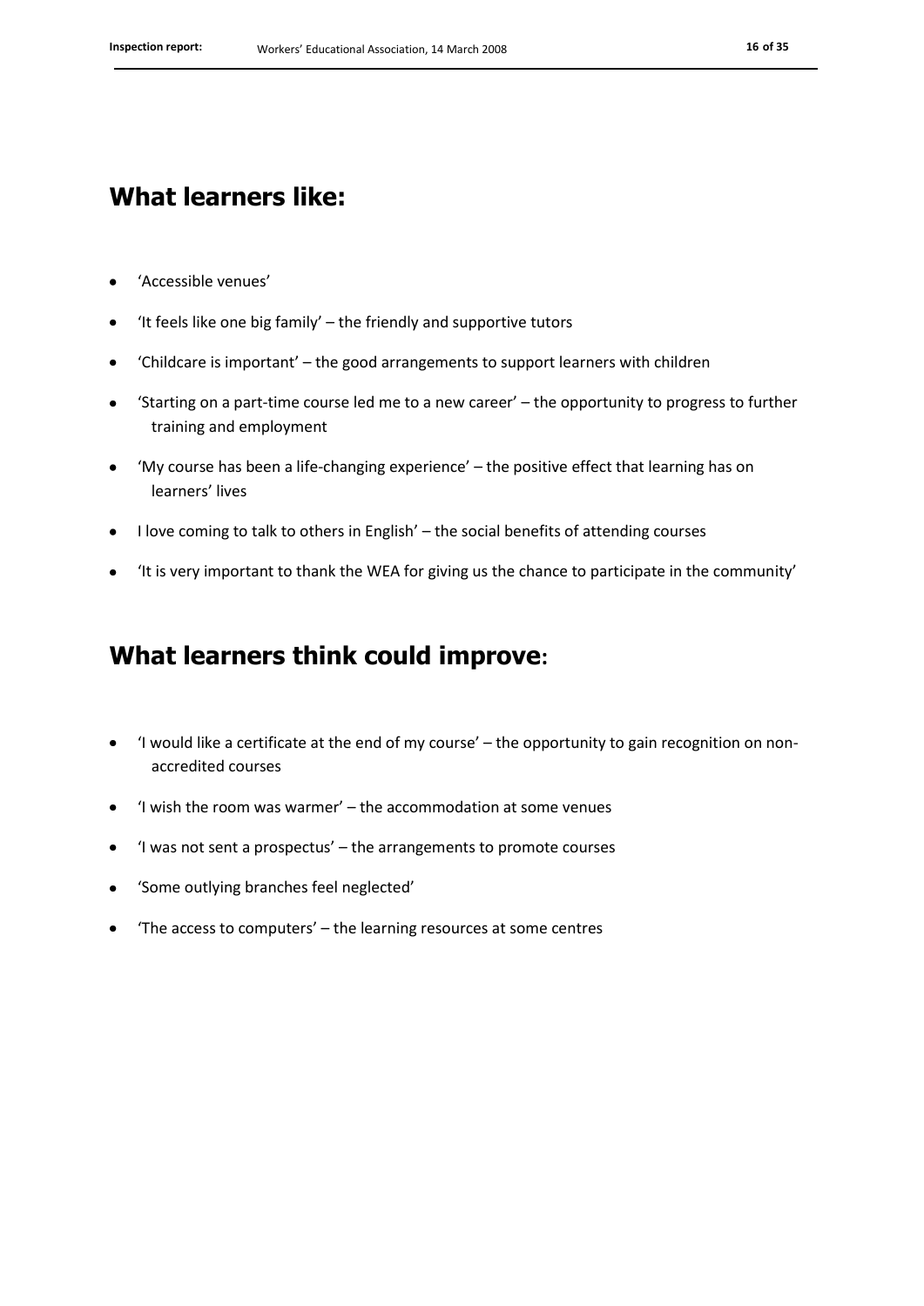## What learners like:

- 'Accessible venues'
- 'It feels like one big family' – the friendly and supportive tutors
- 'Childcare is important' – the good arrangements to support learners with children
- 'Starting on a part-time course led me to a new career' – the opportunity to progress to further training and employment
- 'My course has been a life-changing experience' – the positive effect that learning has on learners' lives
- I love coming to talk to others in English' – the social benefits of attending courses
- 'It is very important to thank the WEA for giving us the chance to participate in the community'

## What learners think could improve:

- 'I would like a certificate at the end of my course' – the opportunity to gain recognition on non-accredited courses
- 'I wish the room was warmer' – the accommodation at some venues
- 'I was not sent a prospectus' – the arrangements to promote courses
- 'Some outlying branches feel neglected'
- 'The access to computers' – the learning resources at some centres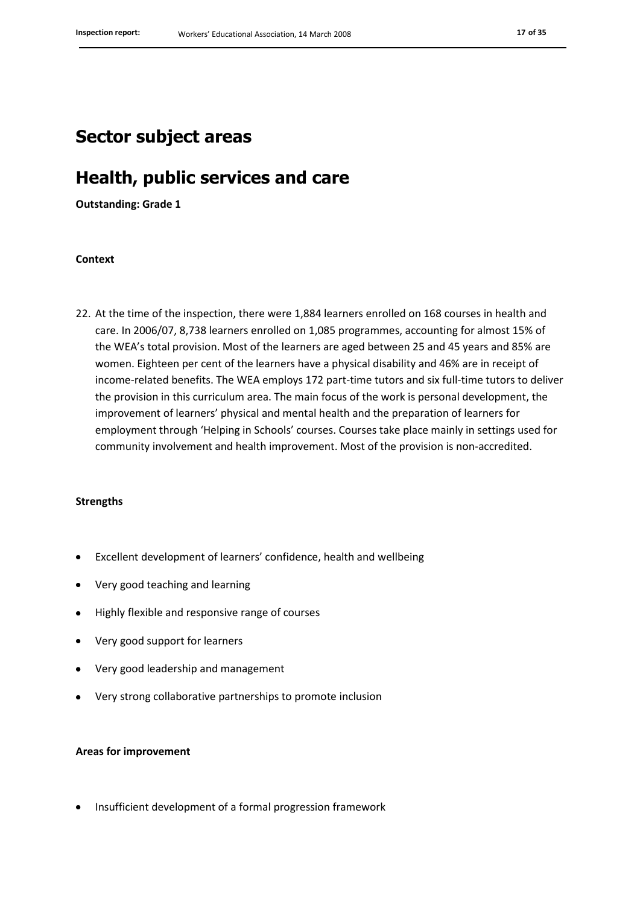# Sector subject areas

## Health, public services and care

**Outstanding: Grade 1**

**Context**

22. At the time of the inspection, there were 1,884 learners enrolled on 168 courses in health and care. In 2006/07, 8,738 learners enrolled on 1,085 programmes, accounting for almost 15% of the WEA's total provision. Most of the learners are aged between 25 and 45 years and 85% are women. Eighteen per cent of the learners have a physical disability and 46% are in receipt of income-related benefits. The WEA employs 172 part-time tutors and six full-time tutors to deliver the provision in this curriculum area. The main focus of the work is personal development, the improvement of learners' physical and mental health and the preparation of learners for employment through 'Helping in Schools' courses. Courses take place mainly in settings used for community involvement and health improvement. Most of the provision is non-accredited.

**Strengths**

- Excellent development of learners' confidence, health and wellbeing
- Very good teaching and learning
- Highly flexible and responsive range of courses
- Very good support for learners
- Very good leadership and management
- Very strong collaborative partnerships to promote inclusion

**Areas for improvement**

- Insufficient development of a formal progression framework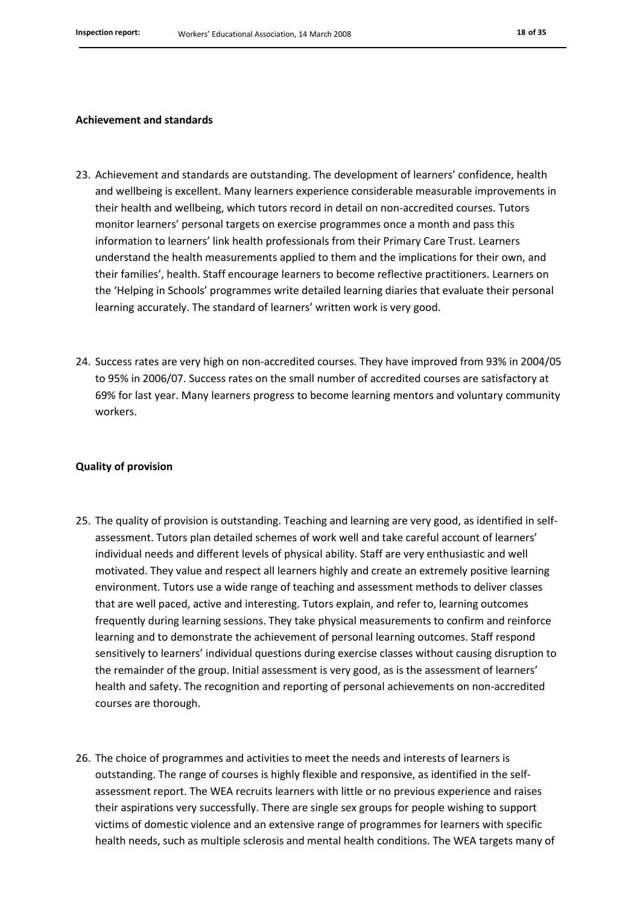**Achievement and standards**

23. Achievement and standards are outstanding. The development of learners' confidence, health and wellbeing is excellent. Many learners experience considerable measurable improvements in their health and wellbeing, which tutors record in detail on non-accredited courses. Tutors monitor learners' personal targets on exercise programmes once a month and pass this information to learners' link health professionals from their Primary Care Trust. Learners understand the health measurements applied to them and the implications for their own, and their families', health. Staff encourage learners to become reflective practitioners. Learners on the 'Helping in Schools' programmes write detailed learning diaries that evaluate their personal learning accurately. The standard of learners' written work is very good.

24. Success rates are very high on non-accredited courses. They have improved from 93% in 2004/05 to 95% in 2006/07. Success rates on the small number of accredited courses are satisfactory at 69% for last year. Many learners progress to become learning mentors and voluntary community workers.

**Quality of provision**

25. The quality of provision is outstanding. Teaching and learning are very good, as identified in self-assessment. Tutors plan detailed schemes of work well and take careful account of learners' individual needs and different levels of physical ability. Staff are very enthusiastic and well motivated. They value and respect all learners highly and create an extremely positive learning environment. Tutors use a wide range of teaching and assessment methods to deliver classes that are well paced, active and interesting. Tutors explain, and refer to, learning outcomes frequently during learning sessions. They take physical measurements to confirm and reinforce learning and to demonstrate the achievement of personal learning outcomes. Staff respond sensitively to learners' individual questions during exercise classes without causing disruption to the remainder of the group. Initial assessment is very good, as is the assessment of learners' health and safety. The recognition and reporting of personal achievements on non-accredited courses are thorough.

26. The choice of programmes and activities to meet the needs and interests of learners is outstanding. The range of courses is highly flexible and responsive, as identified in the self-assessment report. The WEA recruits learners with little or no previous experience and raises their aspirations very successfully. There are single sex groups for people wishing to support victims of domestic violence and an extensive range of programmes for learners with specific health needs, such as multiple sclerosis and mental health conditions. The WEA targets many of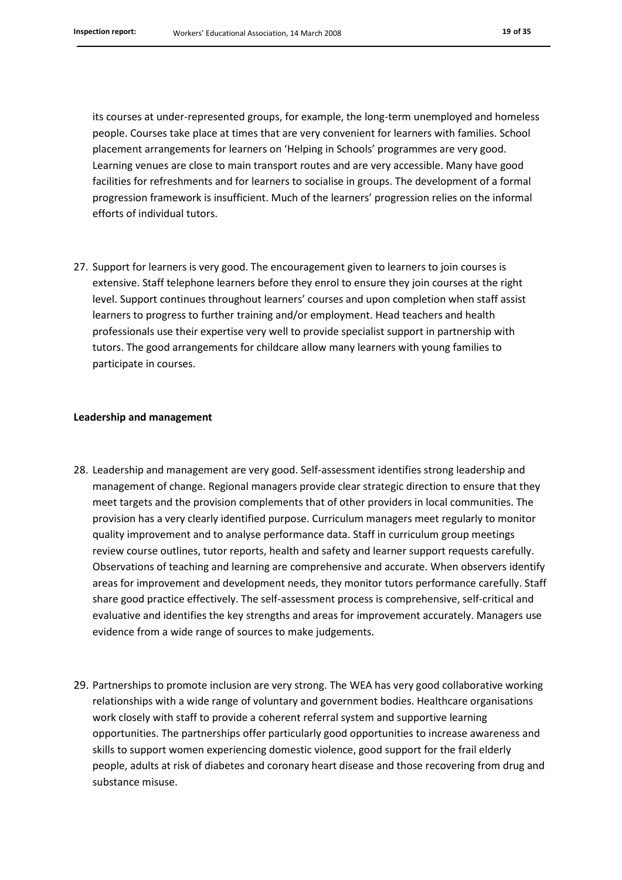its courses at under-represented groups, for example, the long-term unemployed and homeless people. Courses take place at times that are very convenient for learners with families. School placement arrangements for learners on 'Helping in Schools' programmes are very good. Learning venues are close to main transport routes and are very accessible. Many have good facilities for refreshments and for learners to socialise in groups. The development of a formal progression framework is insufficient. Much of the learners' progression relies on the informal efforts of individual tutors.

27. Support for learners is very good. The encouragement given to learners to join courses is extensive. Staff telephone learners before they enrol to ensure they join courses at the right level. Support continues throughout learners' courses and upon completion when staff assist learners to progress to further training and/or employment. Head teachers and health professionals use their expertise very well to provide specialist support in partnership with tutors. The good arrangements for childcare allow many learners with young families to participate in courses.

**Leadership and management**

28. Leadership and management are very good. Self-assessment identifies strong leadership and management of change. Regional managers provide clear strategic direction to ensure that they meet targets and the provision complements that of other providers in local communities. The provision has a very clearly identified purpose. Curriculum managers meet regularly to monitor quality improvement and to analyse performance data. Staff in curriculum group meetings review course outlines, tutor reports, health and safety and learner support requests carefully. Observations of teaching and learning are comprehensive and accurate. When observers identify areas for improvement and development needs, they monitor tutors performance carefully. Staff share good practice effectively. The self-assessment process is comprehensive, self-critical and evaluative and identifies the key strengths and areas for improvement accurately. Managers use evidence from a wide range of sources to make judgements.

29. Partnerships to promote inclusion are very strong. The WEA has very good collaborative working relationships with a wide range of voluntary and government bodies. Healthcare organisations work closely with staff to provide a coherent referral system and supportive learning opportunities. The partnerships offer particularly good opportunities to increase awareness and skills to support women experiencing domestic violence, good support for the frail elderly people, adults at risk of diabetes and coronary heart disease and those recovering from drug and substance misuse.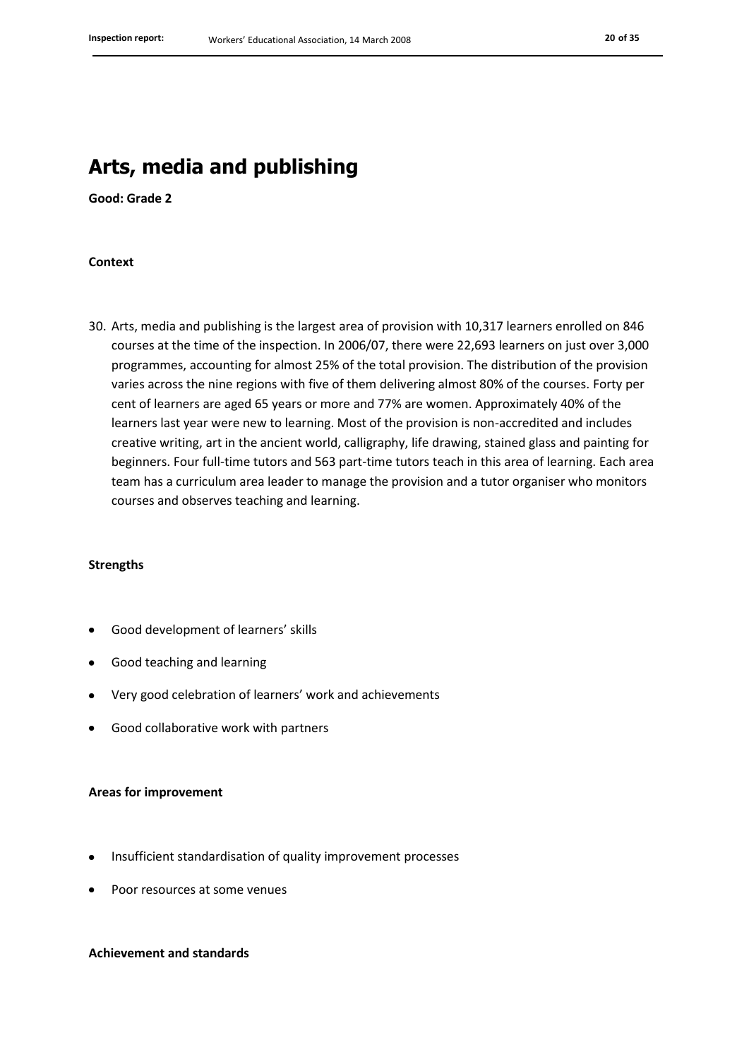# Arts, media and publishing

**Good: Grade 2**

**Context**

30. Arts, media and publishing is the largest area of provision with 10,317 learners enrolled on 846 courses at the time of the inspection. In 2006/07, there were 22,693 learners on just over 3,000 programmes, accounting for almost 25% of the total provision. The distribution of the provision varies across the nine regions with five of them delivering almost 80% of the courses. Forty per cent of learners are aged 65 years or more and 77% are women. Approximately 40% of the learners last year were new to learning. Most of the provision is non-accredited and includes creative writing, art in the ancient world, calligraphy, life drawing, stained glass and painting for beginners. Four full-time tutors and 563 part-time tutors teach in this area of learning. Each area team has a curriculum area leader to manage the provision and a tutor organiser who monitors courses and observes teaching and learning.

**Strengths**

- Good development of learners' skills
- Good teaching and learning
- Very good celebration of learners' work and achievements
- Good collaborative work with partners

**Areas for improvement**

- Insufficient standardisation of quality improvement processes
- Poor resources at some venues

**Achievement and standards**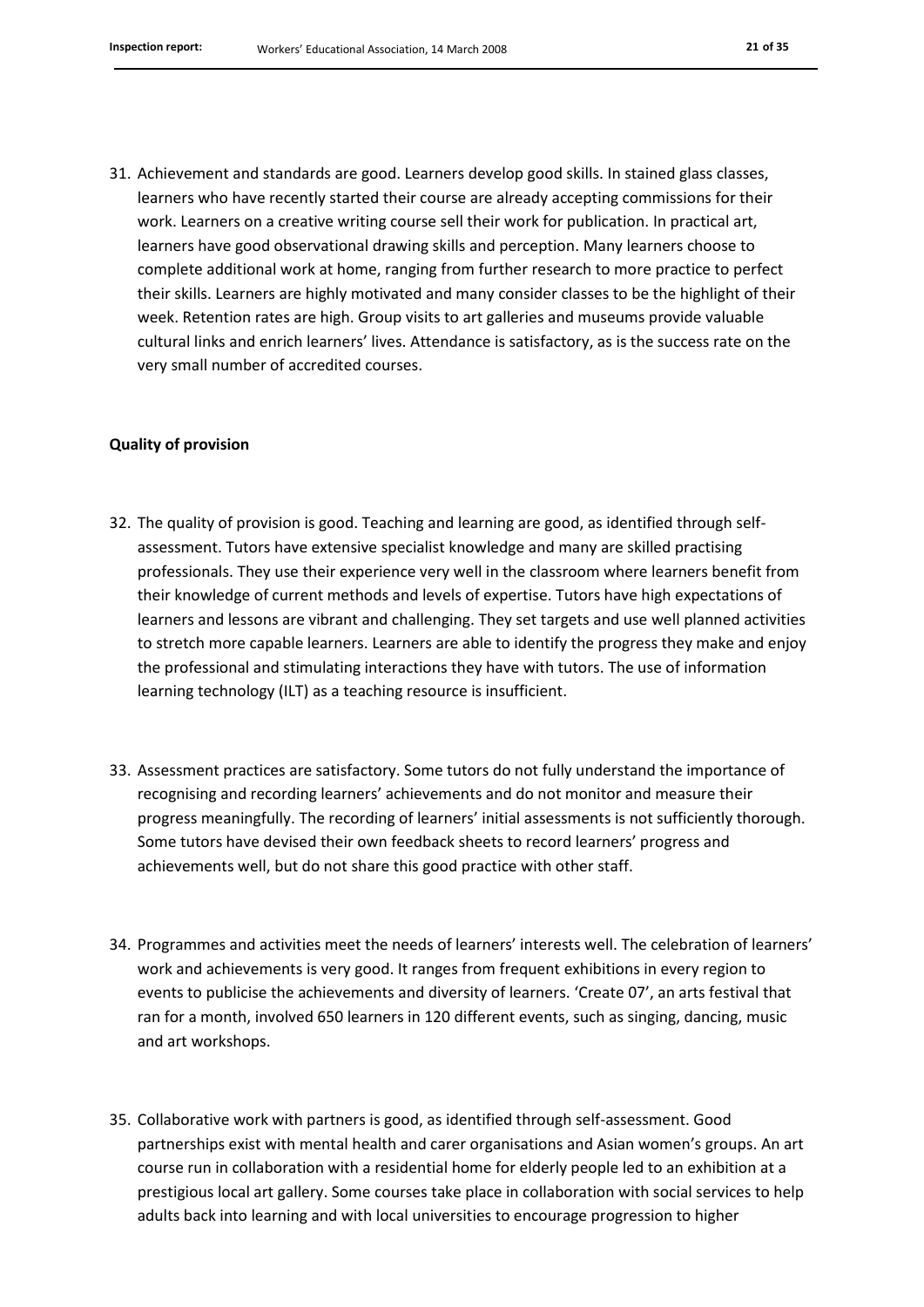31. Achievement and standards are good. Learners develop good skills. In stained glass classes, learners who have recently started their course are already accepting commissions for their work. Learners on a creative writing course sell their work for publication. In practical art, learners have good observational drawing skills and perception. Many learners choose to complete additional work at home, ranging from further research to more practice to perfect their skills. Learners are highly motivated and many consider classes to be the highlight of their week. Retention rates are high. Group visits to art galleries and museums provide valuable cultural links and enrich learners' lives. Attendance is satisfactory, as is the success rate on the very small number of accredited courses.

**Quality of provision**

32. The quality of provision is good. Teaching and learning are good, as identified through self-assessment. Tutors have extensive specialist knowledge and many are skilled practising professionals. They use their experience very well in the classroom where learners benefit from their knowledge of current methods and levels of expertise. Tutors have high expectations of learners and lessons are vibrant and challenging. They set targets and use well planned activities to stretch more capable learners. Learners are able to identify the progress they make and enjoy the professional and stimulating interactions they have with tutors. The use of information learning technology (ILT) as a teaching resource is insufficient.

33. Assessment practices are satisfactory. Some tutors do not fully understand the importance of recognising and recording learners' achievements and do not monitor and measure their progress meaningfully. The recording of learners' initial assessments is not sufficiently thorough. Some tutors have devised their own feedback sheets to record learners' progress and achievements well, but do not share this good practice with other staff.

34. Programmes and activities meet the needs of learners' interests well. The celebration of learners' work and achievements is very good. It ranges from frequent exhibitions in every region to events to publicise the achievements and diversity of learners. 'Create 07', an arts festival that ran for a month, involved 650 learners in 120 different events, such as singing, dancing, music and art workshops.

35. Collaborative work with partners is good, as identified through self-assessment. Good partnerships exist with mental health and carer organisations and Asian women's groups. An art course run in collaboration with a residential home for elderly people led to an exhibition at a prestigious local art gallery. Some courses take place in collaboration with social services to help adults back into learning and with local universities to encourage progression to higher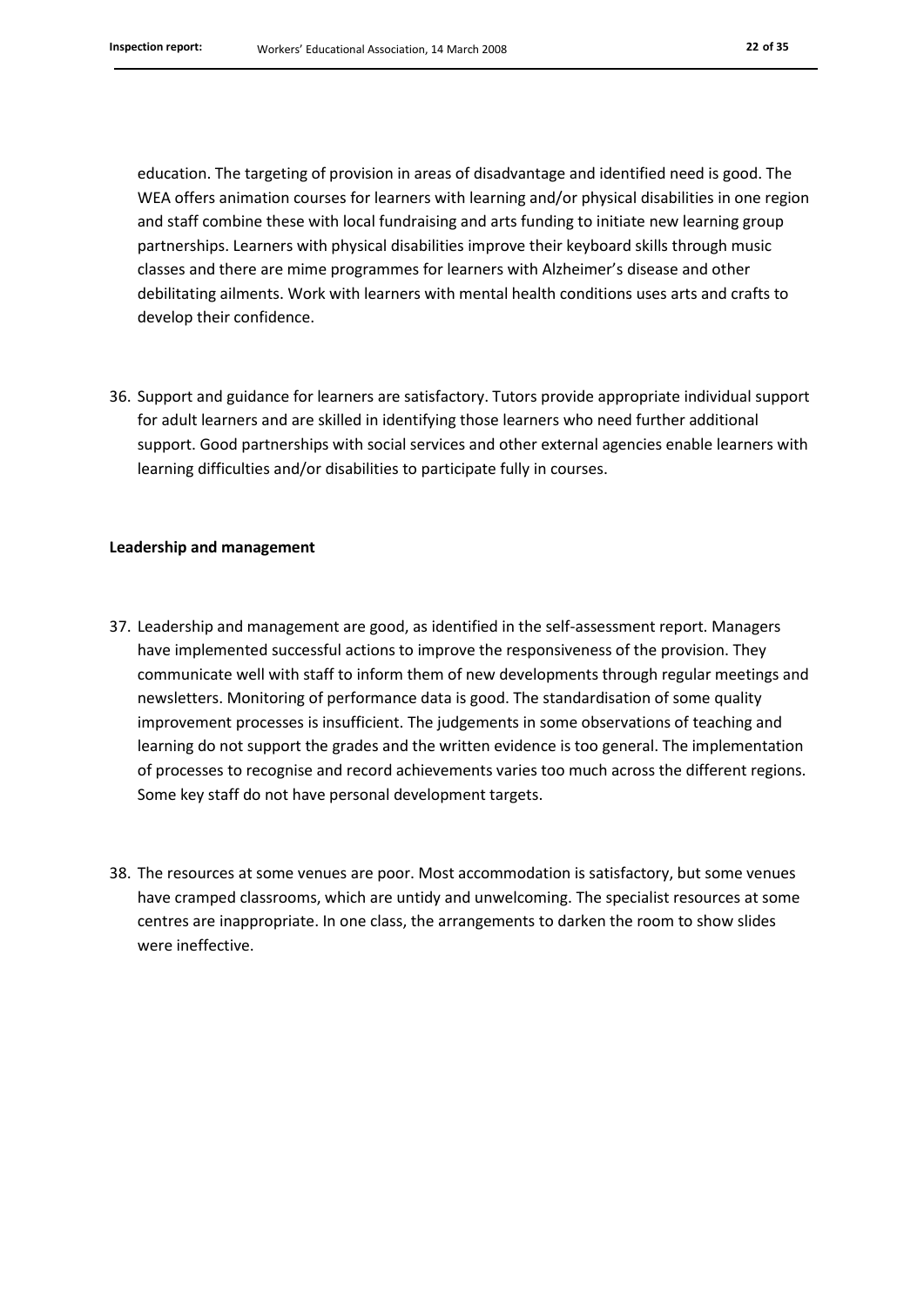education. The targeting of provision in areas of disadvantage and identified need is good. The WEA offers animation courses for learners with learning and/or physical disabilities in one region and staff combine these with local fundraising and arts funding to initiate new learning group partnerships. Learners with physical disabilities improve their keyboard skills through music classes and there are mime programmes for learners with Alzheimer's disease and other debilitating ailments. Work with learners with mental health conditions uses arts and crafts to develop their confidence.

36. Support and guidance for learners are satisfactory. Tutors provide appropriate individual support for adult learners and are skilled in identifying those learners who need further additional support. Good partnerships with social services and other external agencies enable learners with learning difficulties and/or disabilities to participate fully in courses.

**Leadership and management**

37. Leadership and management are good, as identified in the self-assessment report. Managers have implemented successful actions to improve the responsiveness of the provision. They communicate well with staff to inform them of new developments through regular meetings and newsletters. Monitoring of performance data is good. The standardisation of some quality improvement processes is insufficient. The judgements in some observations of teaching and learning do not support the grades and the written evidence is too general. The implementation of processes to recognise and record achievements varies too much across the different regions. Some key staff do not have personal development targets.

38. The resources at some venues are poor. Most accommodation is satisfactory, but some venues have cramped classrooms, which are untidy and unwelcoming. The specialist resources at some centres are inappropriate. In one class, the arrangements to darken the room to show slides were ineffective.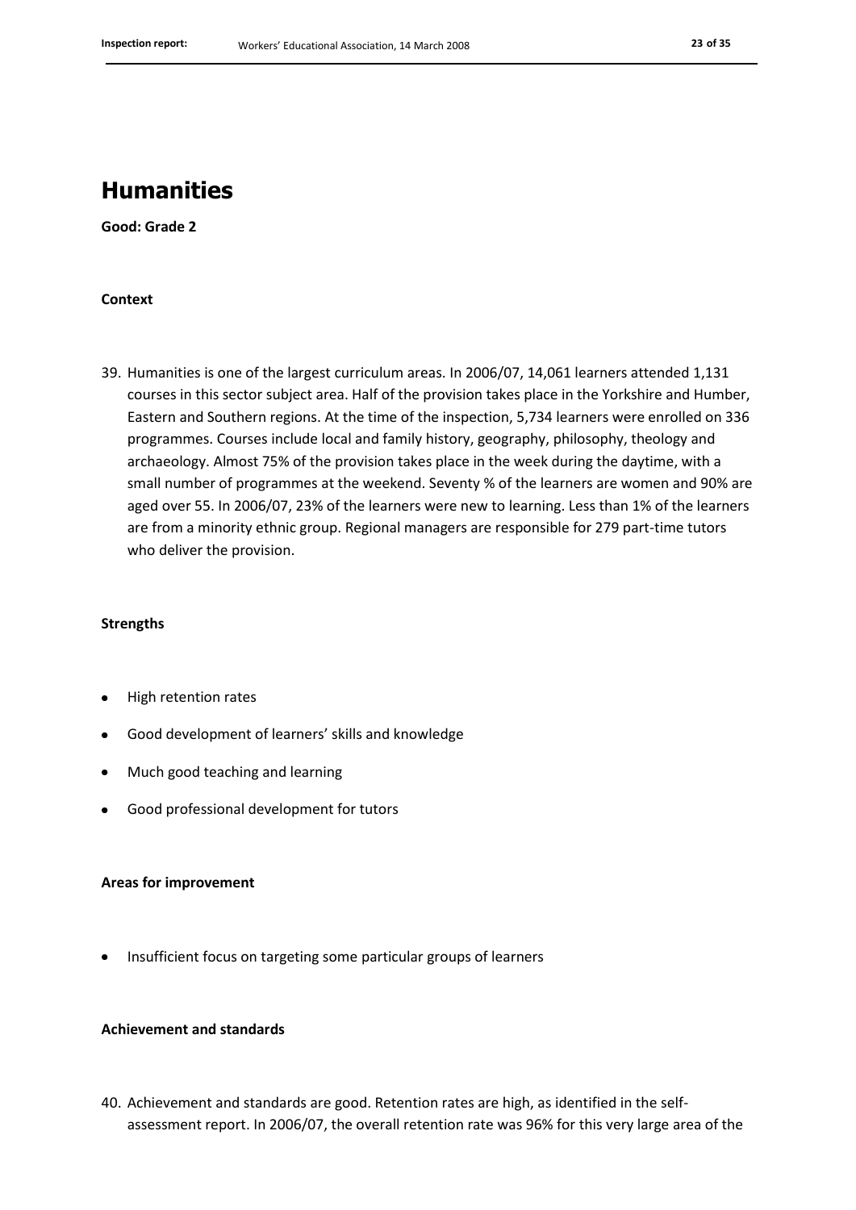# Humanities

**Good: Grade 2**

### Context

39. Humanities is one of the largest curriculum areas. In 2006/07, 14,061 learners attended 1,131 courses in this sector subject area. Half of the provision takes place in the Yorkshire and Humber, Eastern and Southern regions. At the time of the inspection, 5,734 learners were enrolled on 336 programmes. Courses include local and family history, geography, philosophy, theology and archaeology. Almost 75% of the provision takes place in the week during the daytime, with a small number of programmes at the weekend. Seventy % of the learners are women and 90% are aged over 55. In 2006/07, 23% of the learners were new to learning. Less than 1% of the learners are from a minority ethnic group. Regional managers are responsible for 279 part-time tutors who deliver the provision.

### Strengths

- High retention rates
- Good development of learners' skills and knowledge
- Much good teaching and learning
- Good professional development for tutors

### Areas for improvement

- Insufficient focus on targeting some particular groups of learners

### Achievement and standards

40. Achievement and standards are good. Retention rates are high, as identified in the self-assessment report. In 2006/07, the overall retention rate was 96% for this very large area of the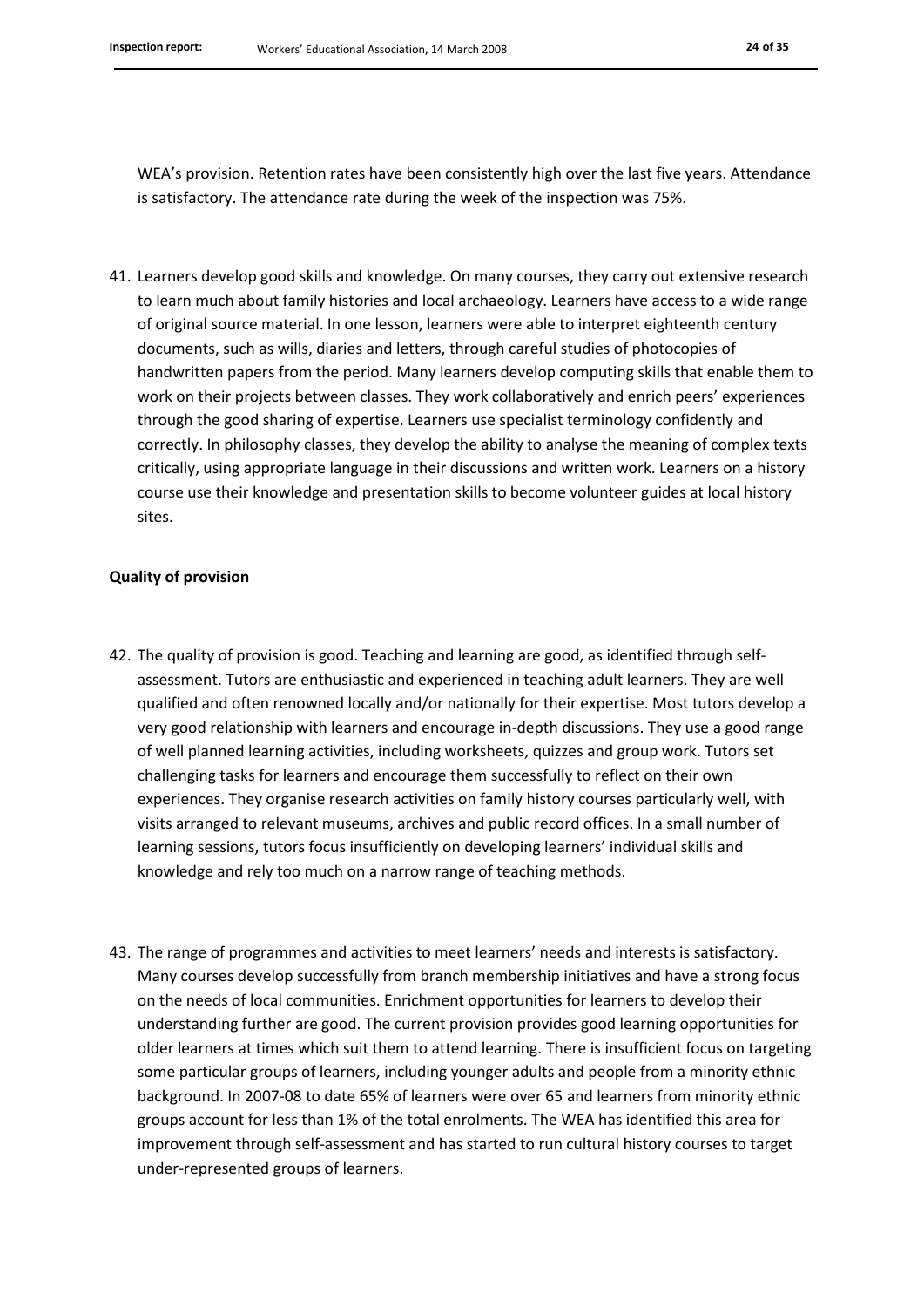WEA's provision. Retention rates have been consistently high over the last five years. Attendance is satisfactory. The attendance rate during the week of the inspection was 75%.

41. Learners develop good skills and knowledge. On many courses, they carry out extensive research to learn much about family histories and local archaeology. Learners have access to a wide range of original source material. In one lesson, learners were able to interpret eighteenth century documents, such as wills, diaries and letters, through careful studies of photocopies of handwritten papers from the period. Many learners develop computing skills that enable them to work on their projects between classes. They work collaboratively and enrich peers' experiences through the good sharing of expertise. Learners use specialist terminology confidently and correctly. In philosophy classes, they develop the ability to analyse the meaning of complex texts critically, using appropriate language in their discussions and written work. Learners on a history course use their knowledge and presentation skills to become volunteer guides at local history sites.

**Quality of provision**

42. The quality of provision is good. Teaching and learning are good, as identified through self-assessment. Tutors are enthusiastic and experienced in teaching adult learners. They are well qualified and often renowned locally and/or nationally for their expertise. Most tutors develop a very good relationship with learners and encourage in-depth discussions. They use a good range of well planned learning activities, including worksheets, quizzes and group work. Tutors set challenging tasks for learners and encourage them successfully to reflect on their own experiences. They organise research activities on family history courses particularly well, with visits arranged to relevant museums, archives and public record offices. In a small number of learning sessions, tutors focus insufficiently on developing learners' individual skills and knowledge and rely too much on a narrow range of teaching methods.

43. The range of programmes and activities to meet learners' needs and interests is satisfactory. Many courses develop successfully from branch membership initiatives and have a strong focus on the needs of local communities. Enrichment opportunities for learners to develop their understanding further are good. The current provision provides good learning opportunities for older learners at times which suit them to attend learning. There is insufficient focus on targeting some particular groups of learners, including younger adults and people from a minority ethnic background. In 2007-08 to date 65% of learners were over 65 and learners from minority ethnic groups account for less than 1% of the total enrolments. The WEA has identified this area for improvement through self-assessment and has started to run cultural history courses to target under-represented groups of learners.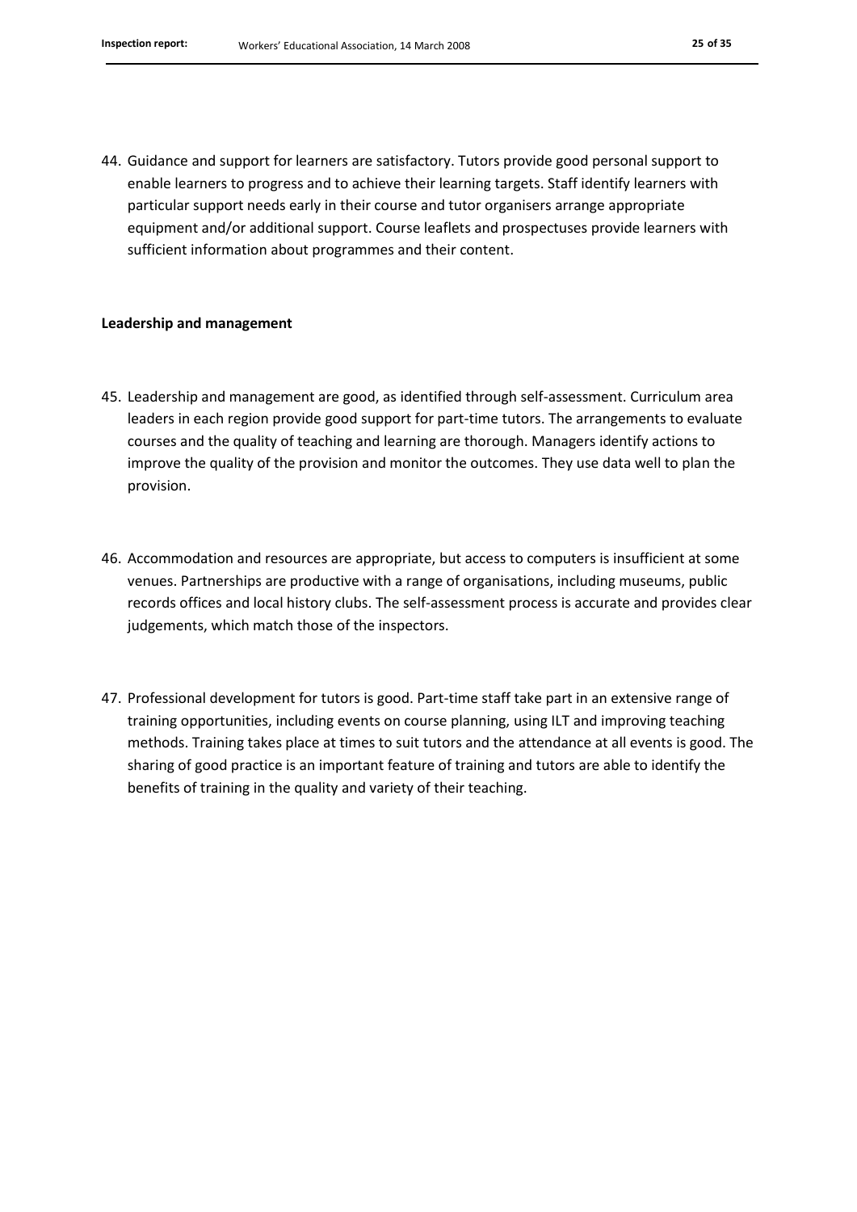44. Guidance and support for learners are satisfactory. Tutors provide good personal support to enable learners to progress and to achieve their learning targets. Staff identify learners with particular support needs early in their course and tutor organisers arrange appropriate equipment and/or additional support. Course leaflets and prospectuses provide learners with sufficient information about programmes and their content.

**Leadership and management**

45. Leadership and management are good, as identified through self-assessment. Curriculum area leaders in each region provide good support for part-time tutors. The arrangements to evaluate courses and the quality of teaching and learning are thorough. Managers identify actions to improve the quality of the provision and monitor the outcomes. They use data well to plan the provision.

46. Accommodation and resources are appropriate, but access to computers is insufficient at some venues. Partnerships are productive with a range of organisations, including museums, public records offices and local history clubs. The self-assessment process is accurate and provides clear judgements, which match those of the inspectors.

47. Professional development for tutors is good. Part-time staff take part in an extensive range of training opportunities, including events on course planning, using ILT and improving teaching methods. Training takes place at times to suit tutors and the attendance at all events is good. The sharing of good practice is an important feature of training and tutors are able to identify the benefits of training in the quality and variety of their teaching.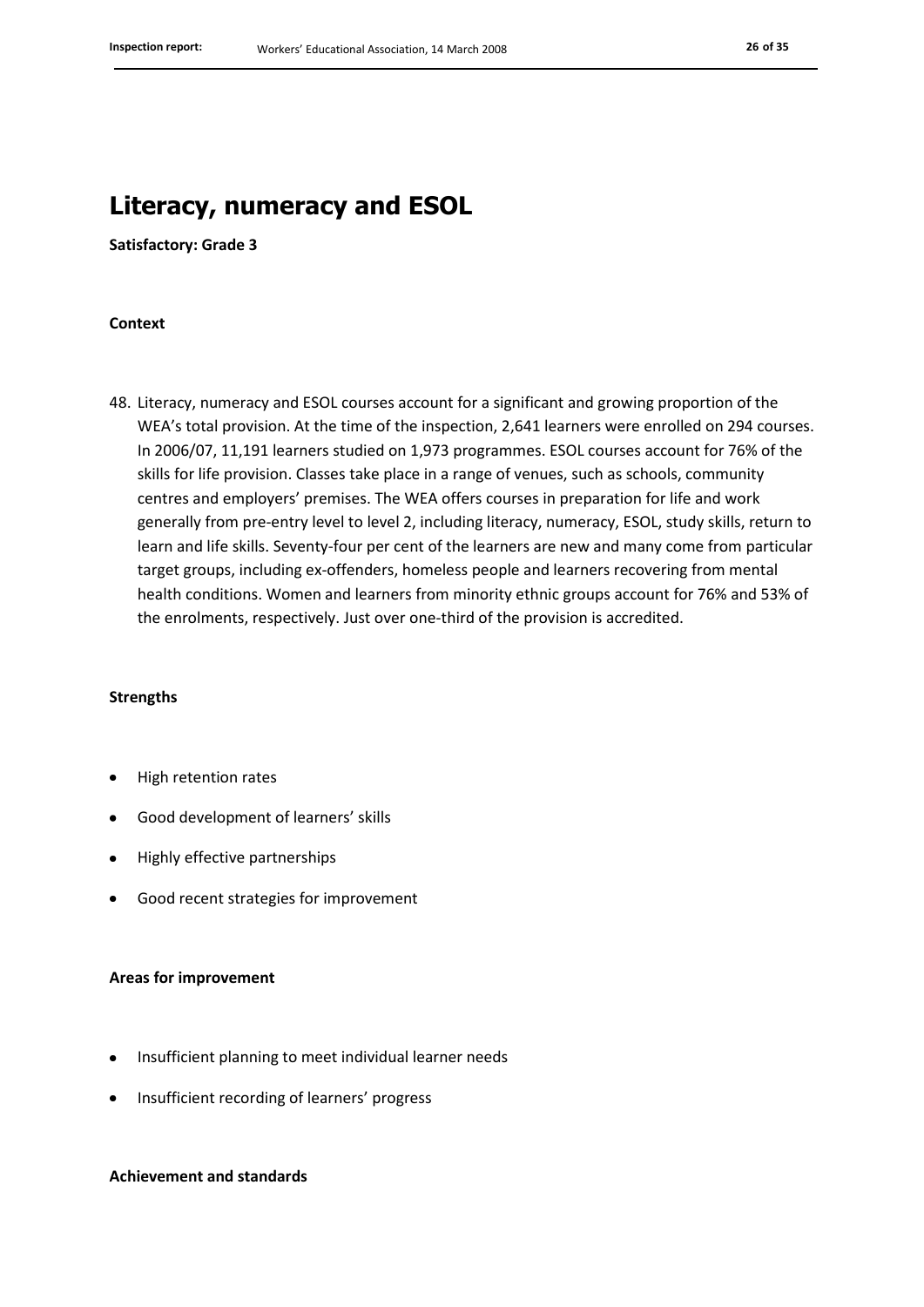# Literacy, numeracy and ESOL

**Satisfactory: Grade 3**

**Context**

48. Literacy, numeracy and ESOL courses account for a significant and growing proportion of the WEA's total provision. At the time of the inspection, 2,641 learners were enrolled on 294 courses. In 2006/07, 11,191 learners studied on 1,973 programmes. ESOL courses account for 76% of the skills for life provision. Classes take place in a range of venues, such as schools, community centres and employers' premises. The WEA offers courses in preparation for life and work generally from pre-entry level to level 2, including literacy, numeracy, ESOL, study skills, return to learn and life skills. Seventy-four per cent of the learners are new and many come from particular target groups, including ex-offenders, homeless people and learners recovering from mental health conditions. Women and learners from minority ethnic groups account for 76% and 53% of the enrolments, respectively. Just over one-third of the provision is accredited.

**Strengths**

- High retention rates
- Good development of learners' skills
- Highly effective partnerships
- Good recent strategies for improvement

**Areas for improvement**

- Insufficient planning to meet individual learner needs
- Insufficient recording of learners' progress

**Achievement and standards**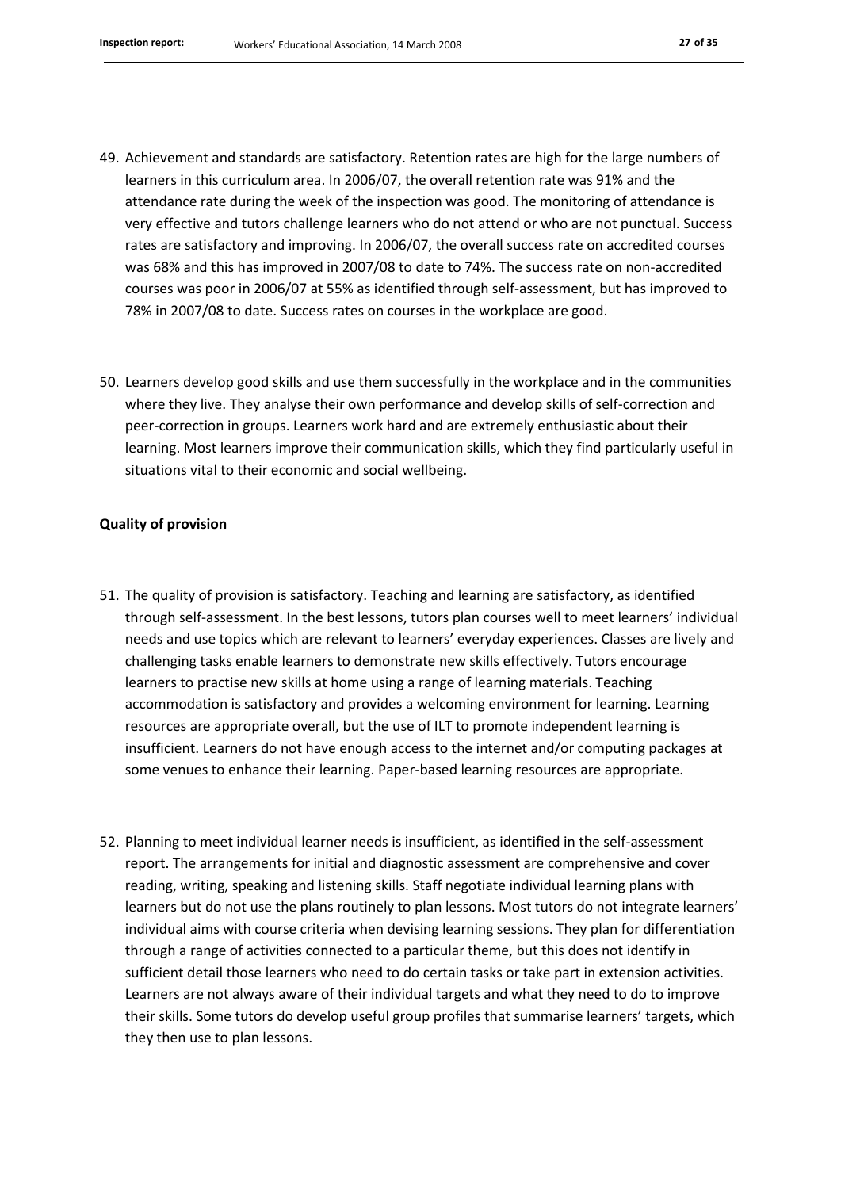49. Achievement and standards are satisfactory. Retention rates are high for the large numbers of learners in this curriculum area. In 2006/07, the overall retention rate was 91% and the attendance rate during the week of the inspection was good. The monitoring of attendance is very effective and tutors challenge learners who do not attend or who are not punctual. Success rates are satisfactory and improving. In 2006/07, the overall success rate on accredited courses was 68% and this has improved in 2007/08 to date to 74%. The success rate on non-accredited courses was poor in 2006/07 at 55% as identified through self-assessment, but has improved to 78% in 2007/08 to date. Success rates on courses in the workplace are good.

50. Learners develop good skills and use them successfully in the workplace and in the communities where they live. They analyse their own performance and develop skills of self-correction and peer-correction in groups. Learners work hard and are extremely enthusiastic about their learning. Most learners improve their communication skills, which they find particularly useful in situations vital to their economic and social wellbeing.

**Quality of provision**

51. The quality of provision is satisfactory. Teaching and learning are satisfactory, as identified through self-assessment. In the best lessons, tutors plan courses well to meet learners' individual needs and use topics which are relevant to learners' everyday experiences. Classes are lively and challenging tasks enable learners to demonstrate new skills effectively. Tutors encourage learners to practise new skills at home using a range of learning materials. Teaching accommodation is satisfactory and provides a welcoming environment for learning. Learning resources are appropriate overall, but the use of ILT to promote independent learning is insufficient. Learners do not have enough access to the internet and/or computing packages at some venues to enhance their learning. Paper-based learning resources are appropriate.

52. Planning to meet individual learner needs is insufficient, as identified in the self-assessment report. The arrangements for initial and diagnostic assessment are comprehensive and cover reading, writing, speaking and listening skills. Staff negotiate individual learning plans with learners but do not use the plans routinely to plan lessons. Most tutors do not integrate learners' individual aims with course criteria when devising learning sessions. They plan for differentiation through a range of activities connected to a particular theme, but this does not identify in sufficient detail those learners who need to do certain tasks or take part in extension activities. Learners are not always aware of their individual targets and what they need to do to improve their skills. Some tutors do develop useful group profiles that summarise learners' targets, which they then use to plan lessons.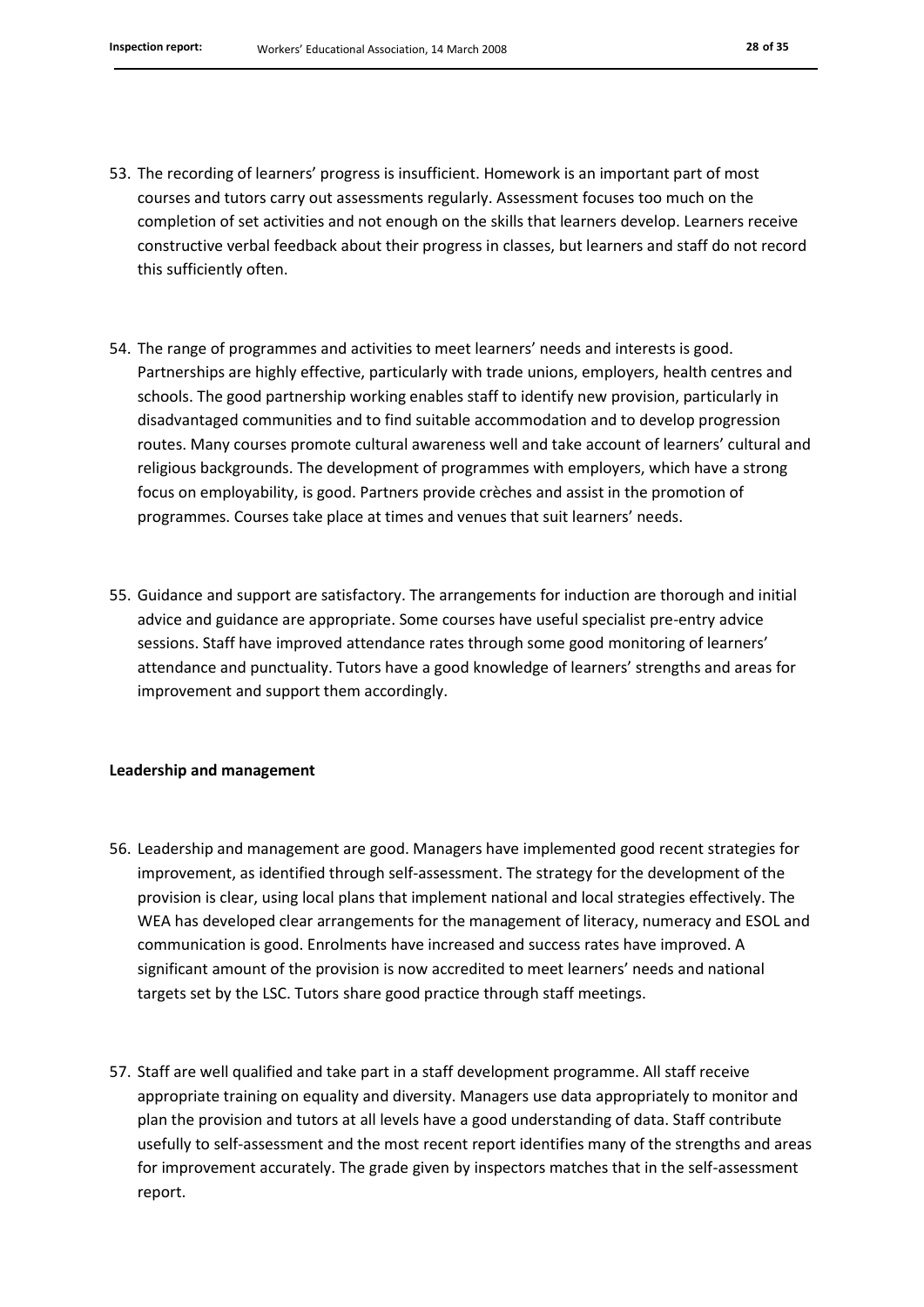53. The recording of learners' progress is insufficient. Homework is an important part of most courses and tutors carry out assessments regularly. Assessment focuses too much on the completion of set activities and not enough on the skills that learners develop. Learners receive constructive verbal feedback about their progress in classes, but learners and staff do not record this sufficiently often.

54. The range of programmes and activities to meet learners' needs and interests is good. Partnerships are highly effective, particularly with trade unions, employers, health centres and schools. The good partnership working enables staff to identify new provision, particularly in disadvantaged communities and to find suitable accommodation and to develop progression routes. Many courses promote cultural awareness well and take account of learners' cultural and religious backgrounds. The development of programmes with employers, which have a strong focus on employability, is good. Partners provide crèches and assist in the promotion of programmes. Courses take place at times and venues that suit learners' needs.

55. Guidance and support are satisfactory. The arrangements for induction are thorough and initial advice and guidance are appropriate. Some courses have useful specialist pre-entry advice sessions. Staff have improved attendance rates through some good monitoring of learners' attendance and punctuality. Tutors have a good knowledge of learners' strengths and areas for improvement and support them accordingly.

**Leadership and management**

56. Leadership and management are good. Managers have implemented good recent strategies for improvement, as identified through self-assessment. The strategy for the development of the provision is clear, using local plans that implement national and local strategies effectively. The WEA has developed clear arrangements for the management of literacy, numeracy and ESOL and communication is good. Enrolments have increased and success rates have improved. A significant amount of the provision is now accredited to meet learners' needs and national targets set by the LSC. Tutors share good practice through staff meetings.

57. Staff are well qualified and take part in a staff development programme. All staff receive appropriate training on equality and diversity. Managers use data appropriately to monitor and plan the provision and tutors at all levels have a good understanding of data. Staff contribute usefully to self-assessment and the most recent report identifies many of the strengths and areas for improvement accurately. The grade given by inspectors matches that in the self-assessment report.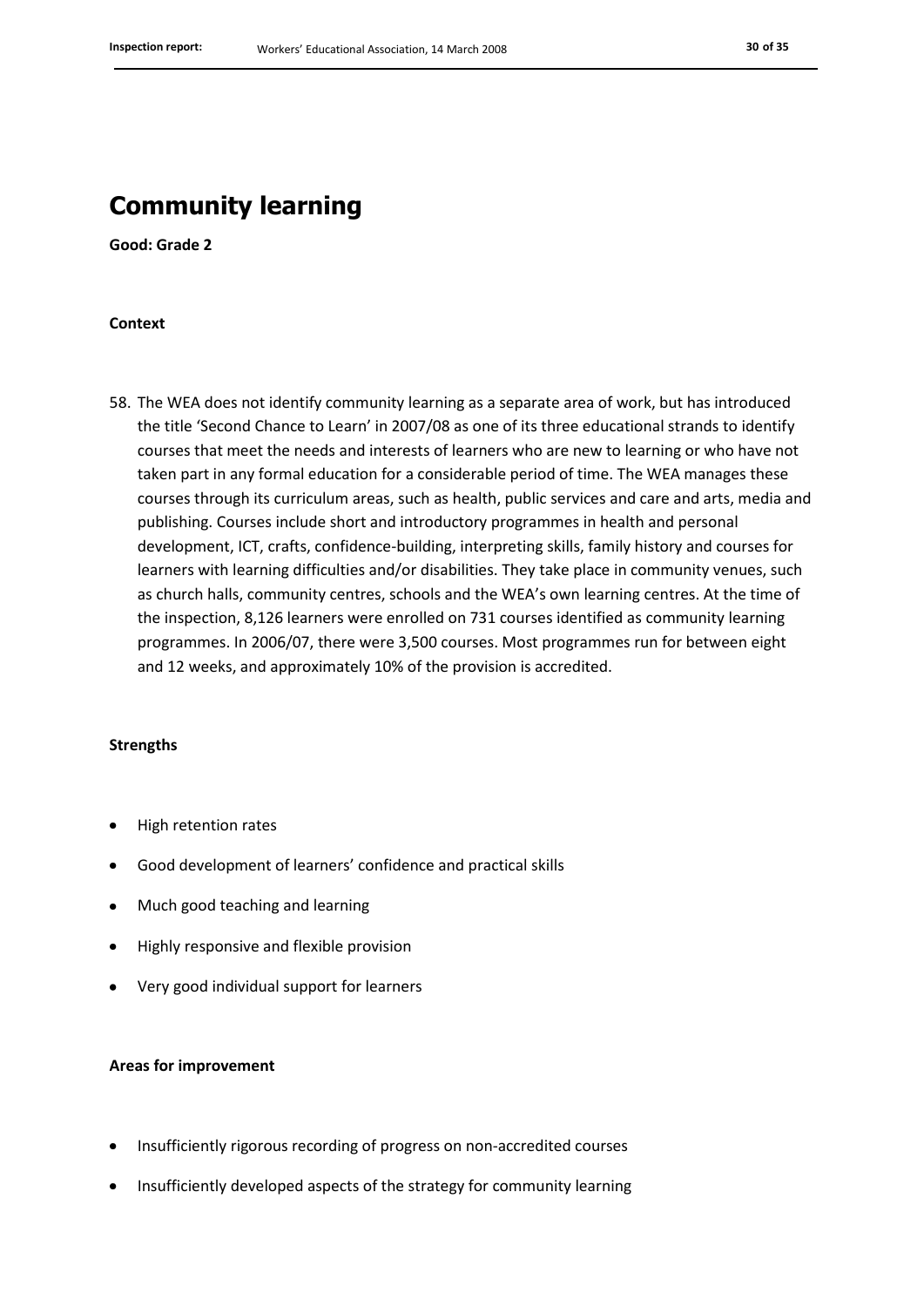# Community learning

**Good: Grade 2**

### Context

58. The WEA does not identify community learning as a separate area of work, but has introduced the title 'Second Chance to Learn' in 2007/08 as one of its three educational strands to identify courses that meet the needs and interests of learners who are new to learning or who have not taken part in any formal education for a considerable period of time. The WEA manages these courses through its curriculum areas, such as health, public services and care and arts, media and publishing. Courses include short and introductory programmes in health and personal development, ICT, crafts, confidence-building, interpreting skills, family history and courses for learners with learning difficulties and/or disabilities. They take place in community venues, such as church halls, community centres, schools and the WEA's own learning centres. At the time of the inspection, 8,126 learners were enrolled on 731 courses identified as community learning programmes. In 2006/07, there were 3,500 courses. Most programmes run for between eight and 12 weeks, and approximately 10% of the provision is accredited.

### Strengths

- High retention rates
- Good development of learners' confidence and practical skills
- Much good teaching and learning
- Highly responsive and flexible provision
- Very good individual support for learners

### Areas for improvement

- Insufficiently rigorous recording of progress on non-accredited courses
- Insufficiently developed aspects of the strategy for community learning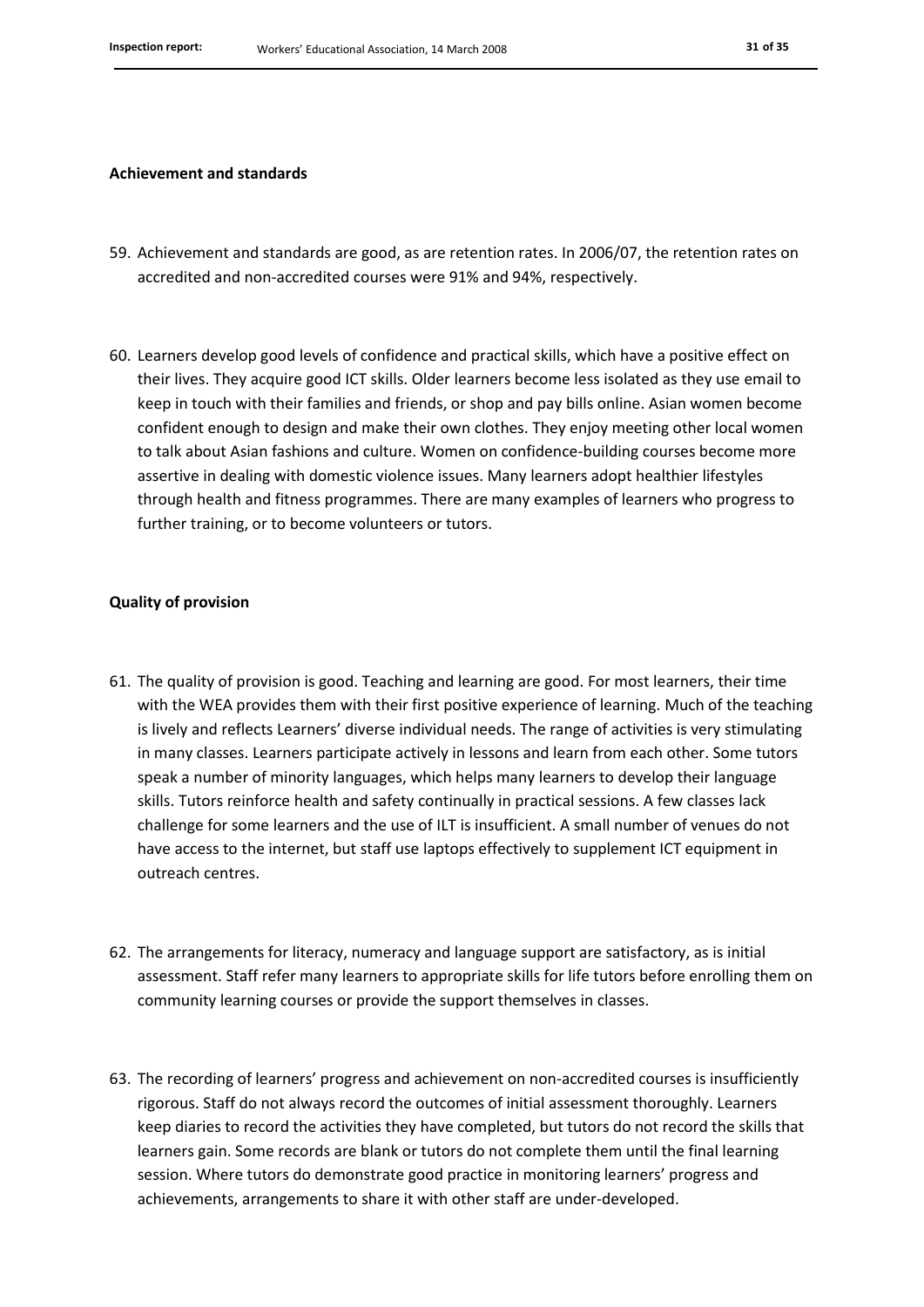**Achievement and standards**

59. Achievement and standards are good, as are retention rates. In 2006/07, the retention rates on accredited and non-accredited courses were 91% and 94%, respectively.

60. Learners develop good levels of confidence and practical skills, which have a positive effect on their lives. They acquire good ICT skills. Older learners become less isolated as they use email to keep in touch with their families and friends, or shop and pay bills online. Asian women become confident enough to design and make their own clothes. They enjoy meeting other local women to talk about Asian fashions and culture. Women on confidence-building courses become more assertive in dealing with domestic violence issues. Many learners adopt healthier lifestyles through health and fitness programmes. There are many examples of learners who progress to further training, or to become volunteers or tutors.

**Quality of provision**

61. The quality of provision is good. Teaching and learning are good. For most learners, their time with the WEA provides them with their first positive experience of learning. Much of the teaching is lively and reflects Learners' diverse individual needs. The range of activities is very stimulating in many classes. Learners participate actively in lessons and learn from each other. Some tutors speak a number of minority languages, which helps many learners to develop their language skills. Tutors reinforce health and safety continually in practical sessions. A few classes lack challenge for some learners and the use of ILT is insufficient. A small number of venues do not have access to the internet, but staff use laptops effectively to supplement ICT equipment in outreach centres.

62. The arrangements for literacy, numeracy and language support are satisfactory, as is initial assessment. Staff refer many learners to appropriate skills for life tutors before enrolling them on community learning courses or provide the support themselves in classes.

63. The recording of learners' progress and achievement on non-accredited courses is insufficiently rigorous. Staff do not always record the outcomes of initial assessment thoroughly. Learners keep diaries to record the activities they have completed, but tutors do not record the skills that learners gain. Some records are blank or tutors do not complete them until the final learning session. Where tutors do demonstrate good practice in monitoring learners' progress and achievements, arrangements to share it with other staff are under-developed.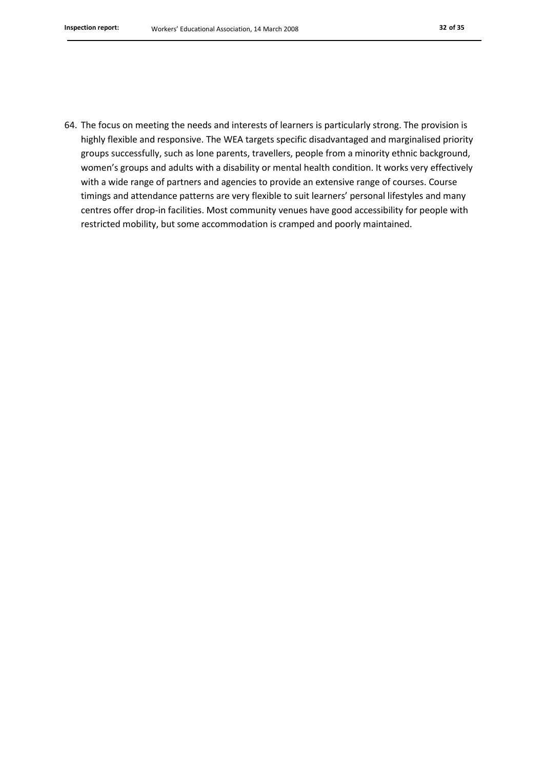64. The focus on meeting the needs and interests of learners is particularly strong. The provision is highly flexible and responsive. The WEA targets specific disadvantaged and marginalised priority groups successfully, such as lone parents, travellers, people from a minority ethnic background, women's groups and adults with a disability or mental health condition. It works very effectively with a wide range of partners and agencies to provide an extensive range of courses. Course timings and attendance patterns are very flexible to suit learners' personal lifestyles and many centres offer drop-in facilities. Most community venues have good accessibility for people with restricted mobility, but some accommodation is cramped and poorly maintained.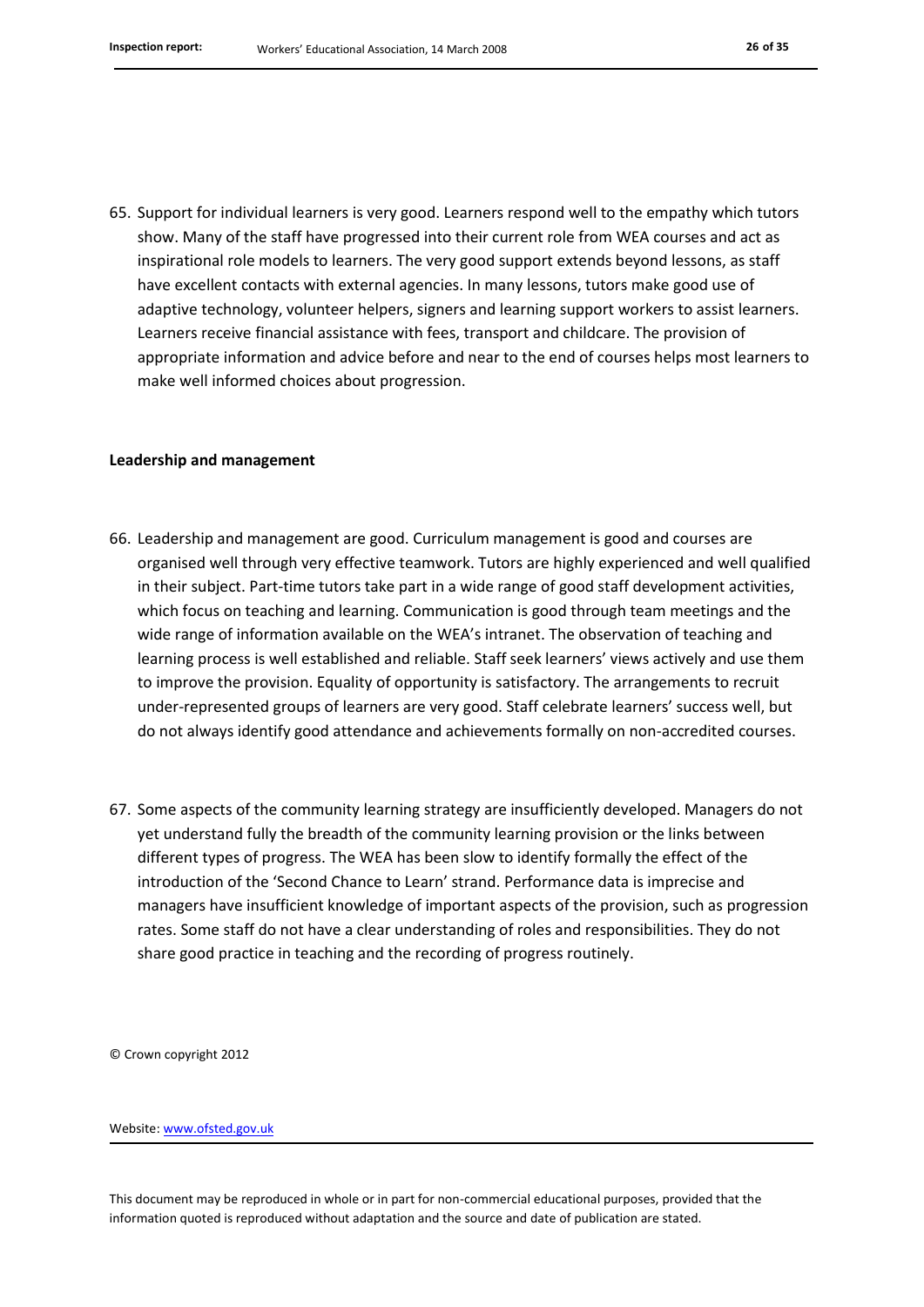65. Support for individual learners is very good. Learners respond well to the empathy which tutors show. Many of the staff have progressed into their current role from WEA courses and act as inspirational role models to learners. The very good support extends beyond lessons, as staff have excellent contacts with external agencies. In many lessons, tutors make good use of adaptive technology, volunteer helpers, signers and learning support workers to assist learners. Learners receive financial assistance with fees, transport and childcare. The provision of appropriate information and advice before and near to the end of courses helps most learners to make well informed choices about progression.

**Leadership and management**

66. Leadership and management are good. Curriculum management is good and courses are organised well through very effective teamwork. Tutors are highly experienced and well qualified in their subject. Part-time tutors take part in a wide range of good staff development activities, which focus on teaching and learning. Communication is good through team meetings and the wide range of information available on the WEA's intranet. The observation of teaching and learning process is well established and reliable. Staff seek learners' views actively and use them to improve the provision. Equality of opportunity is satisfactory. The arrangements to recruit under-represented groups of learners are very good. Staff celebrate learners' success well, but do not always identify good attendance and achievements formally on non-accredited courses.

67. Some aspects of the community learning strategy are insufficiently developed. Managers do not yet understand fully the breadth of the community learning provision or the links between different types of progress. The WEA has been slow to identify formally the effect of the introduction of the 'Second Chance to Learn' strand. Performance data is imprecise and managers have insufficient knowledge of important aspects of the provision, such as progression rates. Some staff do not have a clear understanding of roles and responsibilities. They do not share good practice in teaching and the recording of progress routinely.

© Crown copyright 2012

Website: www.ofsted.gov.uk

This document may be reproduced in whole or in part for non-commercial educational purposes, provided that the information quoted is reproduced without adaptation and the source and date of publication are stated.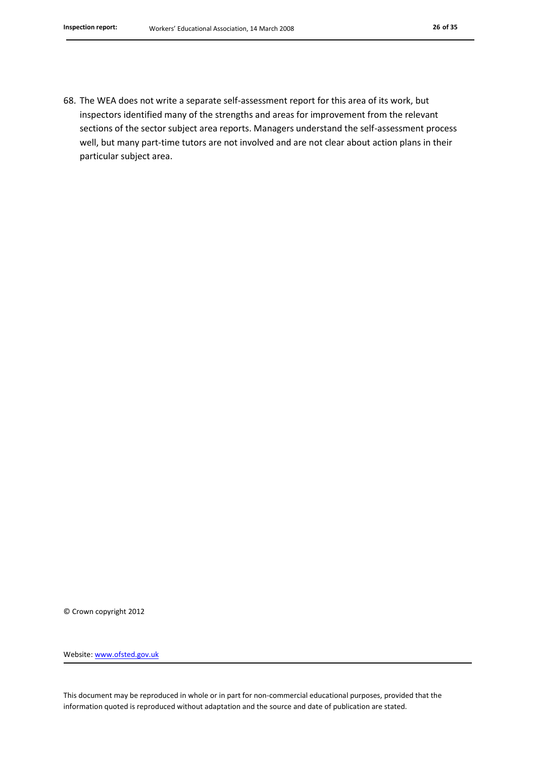68. The WEA does not write a separate self-assessment report for this area of its work, but inspectors identified many of the strengths and areas for improvement from the relevant sections of the sector subject area reports. Managers understand the self-assessment process well, but many part-time tutors are not involved and are not clear about action plans in their particular subject area.

© Crown copyright 2012

Website: www.ofsted.gov.uk

This document may be reproduced in whole or in part for non-commercial educational purposes, provided that the information quoted is reproduced without adaptation and the source and date of publication are stated.